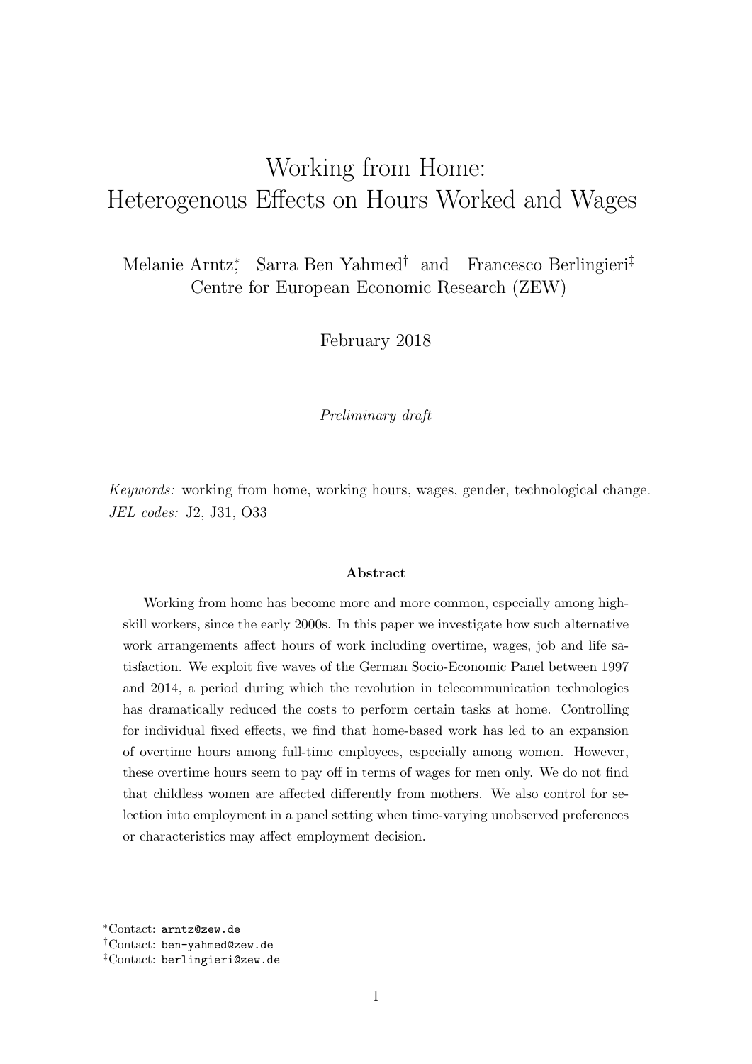# Working from Home: Heterogenous Effects on Hours Worked and Wages

Melanie Arntz[*], Sarra Ben Yahmed[†] and Francesco Berlingieri[‡]
Centre for European Economic Research (ZEW)

February 2018

*Preliminary draft*

*Keywords:* working from home, working hours, wages, gender, technological change.
*JEL codes:* J2, J31, O33

**Abstract**

Working from home has become more and more common, especially among high-skill workers, since the early 2000s. In this paper we investigate how such alternative work arrangements affect hours of work including overtime, wages, job and life satisfaction. We exploit five waves of the German Socio-Economic Panel between 1997 and 2014, a period during which the revolution in telecommunication technologies has dramatically reduced the costs to perform certain tasks at home. Controlling for individual fixed effects, we find that home-based work has led to an expansion of overtime hours among full-time employees, especially among women. However, these overtime hours seem to pay off in terms of wages for men only. We do not find that childless women are affected differently from mothers. We also control for selection into employment in a panel setting when time-varying unobserved preferences or characteristics may affect employment decision.

[*] Contact: arntz@zew.de
[†] Contact: ben-yahmed@zew.de
[‡] Contact: berlingieri@zew.de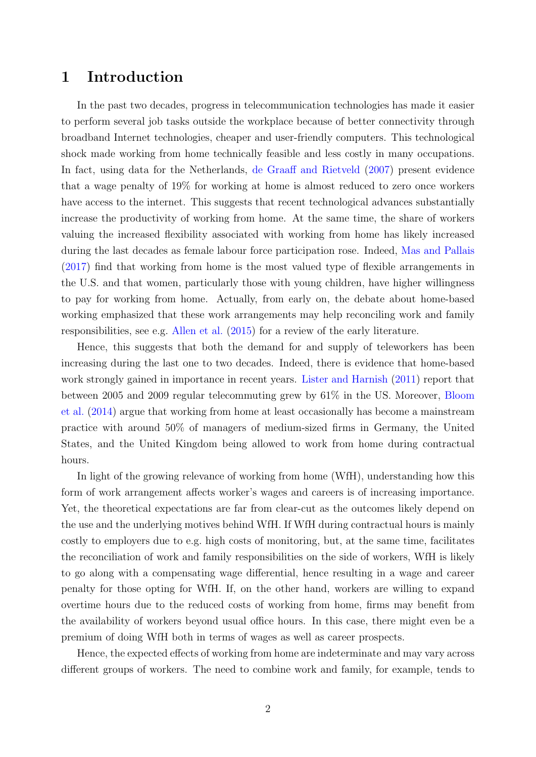# 1 Introduction

In the past two decades, progress in telecommunication technologies has made it easier to perform several job tasks outside the workplace because of better connectivity through broadband Internet technologies, cheaper and user-friendly computers. This technological shock made working from home technically feasible and less costly in many occupations. In fact, using data for the Netherlands, de Graaff and Rietveld (2007) present evidence that a wage penalty of 19% for working at home is almost reduced to zero once workers have access to the internet. This suggests that recent technological advances substantially increase the productivity of working from home. At the same time, the share of workers valuing the increased flexibility associated with working from home has likely increased during the last decades as female labour force participation rose. Indeed, Mas and Pallais (2017) find that working from home is the most valued type of flexible arrangements in the U.S. and that women, particularly those with young children, have higher willingness to pay for working from home. Actually, from early on, the debate about home-based working emphasized that these work arrangements may help reconciling work and family responsibilities, see e.g. Allen et al. (2015) for a review of the early literature.

Hence, this suggests that both the demand for and supply of teleworkers has been increasing during the last one to two decades. Indeed, there is evidence that home-based work strongly gained in importance in recent years. Lister and Harnish (2011) report that between 2005 and 2009 regular telecommuting grew by 61% in the US. Moreover, Bloom et al. (2014) argue that working from home at least occasionally has become a mainstream practice with around 50% of managers of medium-sized firms in Germany, the United States, and the United Kingdom being allowed to work from home during contractual hours.

In light of the growing relevance of working from home (WfH), understanding how this form of work arrangement affects worker's wages and careers is of increasing importance. Yet, the theoretical expectations are far from clear-cut as the outcomes likely depend on the use and the underlying motives behind WfH. If WfH during contractual hours is mainly costly to employers due to e.g. high costs of monitoring, but, at the same time, facilitates the reconciliation of work and family responsibilities on the side of workers, WfH is likely to go along with a compensating wage differential, hence resulting in a wage and career penalty for those opting for WfH. If, on the other hand, workers are willing to expand overtime hours due to the reduced costs of working from home, firms may benefit from the availability of workers beyond usual office hours. In this case, there might even be a premium of doing WfH both in terms of wages as well as career prospects.

Hence, the expected effects of working from home are indeterminate and may vary across different groups of workers. The need to combine work and family, for example, tends to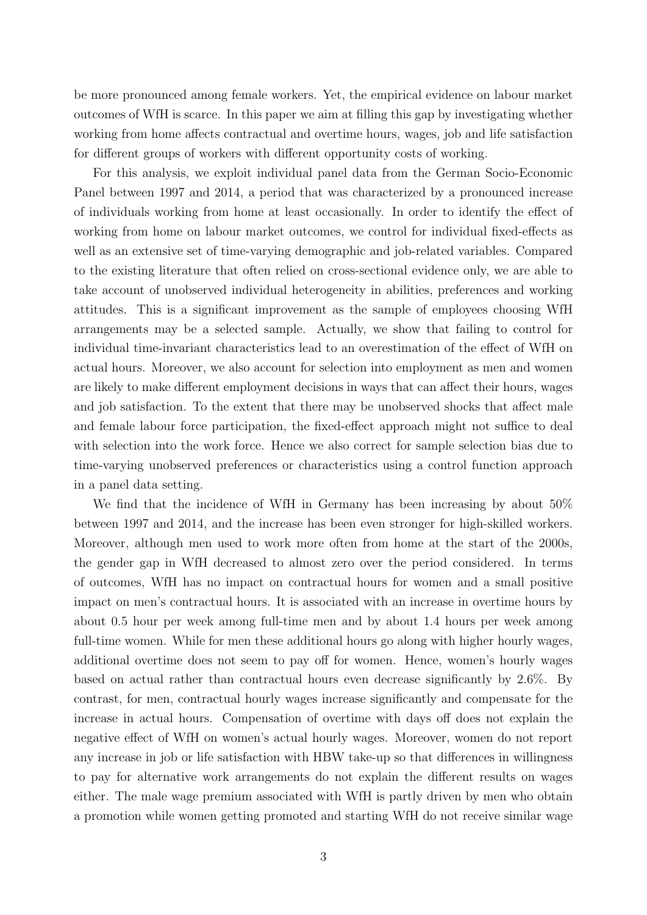be more pronounced among female workers. Yet, the empirical evidence on labour market outcomes of WfH is scarce. In this paper we aim at filling this gap by investigating whether working from home affects contractual and overtime hours, wages, job and life satisfaction for different groups of workers with different opportunity costs of working.

For this analysis, we exploit individual panel data from the German Socio-Economic Panel between 1997 and 2014, a period that was characterized by a pronounced increase of individuals working from home at least occasionally. In order to identify the effect of working from home on labour market outcomes, we control for individual fixed-effects as well as an extensive set of time-varying demographic and job-related variables. Compared to the existing literature that often relied on cross-sectional evidence only, we are able to take account of unobserved individual heterogeneity in abilities, preferences and working attitudes. This is a significant improvement as the sample of employees choosing WfH arrangements may be a selected sample. Actually, we show that failing to control for individual time-invariant characteristics lead to an overestimation of the effect of WfH on actual hours. Moreover, we also account for selection into employment as men and women are likely to make different employment decisions in ways that can affect their hours, wages and job satisfaction. To the extent that there may be unobserved shocks that affect male and female labour force participation, the fixed-effect approach might not suffice to deal with selection into the work force. Hence we also correct for sample selection bias due to time-varying unobserved preferences or characteristics using a control function approach in a panel data setting.

We find that the incidence of WfH in Germany has been increasing by about 50% between 1997 and 2014, and the increase has been even stronger for high-skilled workers. Moreover, although men used to work more often from home at the start of the 2000s, the gender gap in WfH decreased to almost zero over the period considered. In terms of outcomes, WfH has no impact on contractual hours for women and a small positive impact on men's contractual hours. It is associated with an increase in overtime hours by about 0.5 hour per week among full-time men and by about 1.4 hours per week among full-time women. While for men these additional hours go along with higher hourly wages, additional overtime does not seem to pay off for women. Hence, women's hourly wages based on actual rather than contractual hours even decrease significantly by 2.6%. By contrast, for men, contractual hourly wages increase significantly and compensate for the increase in actual hours. Compensation of overtime with days off does not explain the negative effect of WfH on women's actual hourly wages. Moreover, women do not report any increase in job or life satisfaction with HBW take-up so that differences in willingness to pay for alternative work arrangements do not explain the different results on wages either. The male wage premium associated with WfH is partly driven by men who obtain a promotion while women getting promoted and starting WfH do not receive similar wage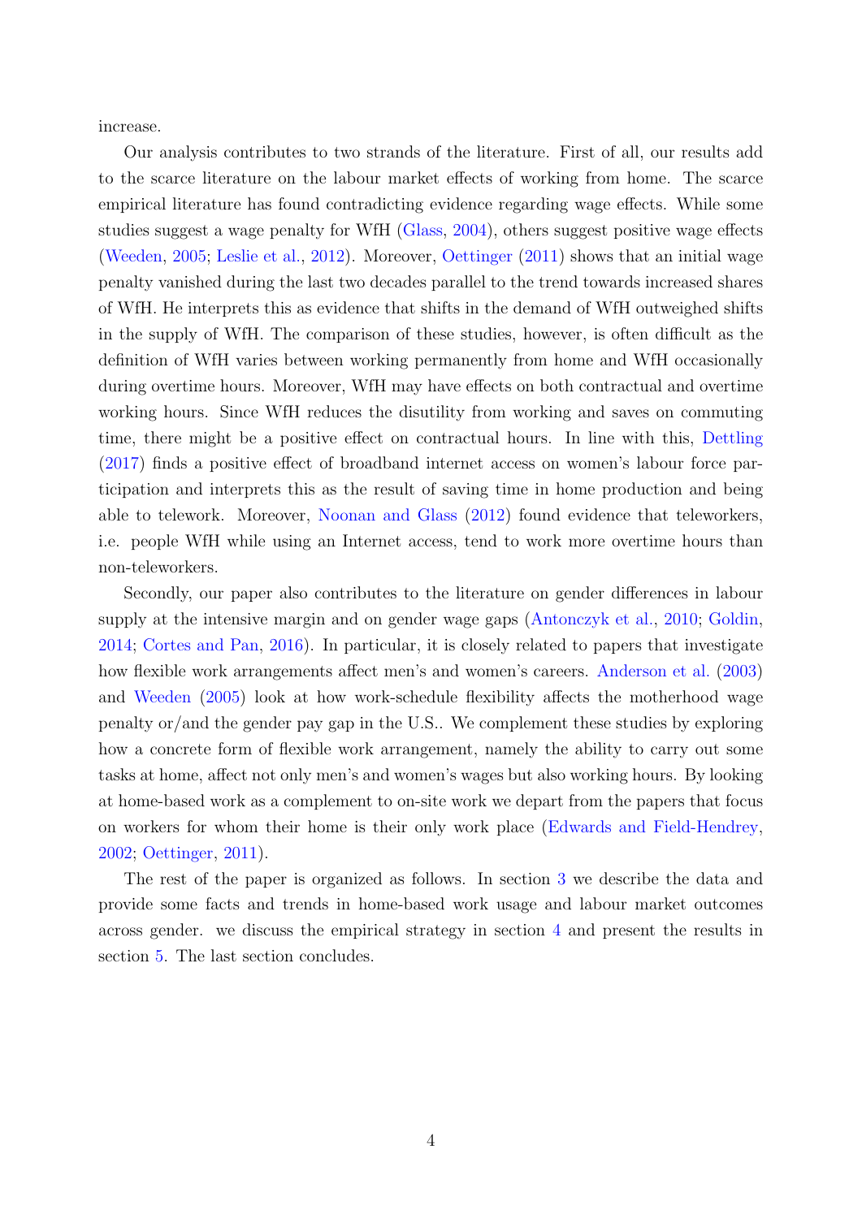increase.

Our analysis contributes to two strands of the literature. First of all, our results add to the scarce literature on the labour market effects of working from home. The scarce empirical literature has found contradicting evidence regarding wage effects. While some studies suggest a wage penalty for WfH (Glass, 2004), others suggest positive wage effects (Weeden, 2005; Leslie et al., 2012). Moreover, Oettinger (2011) shows that an initial wage penalty vanished during the last two decades parallel to the trend towards increased shares of WfH. He interprets this as evidence that shifts in the demand of WfH outweighed shifts in the supply of WfH. The comparison of these studies, however, is often difficult as the definition of WfH varies between working permanently from home and WfH occasionally during overtime hours. Moreover, WfH may have effects on both contractual and overtime working hours. Since WfH reduces the disutility from working and saves on commuting time, there might be a positive effect on contractual hours. In line with this, Dettling (2017) finds a positive effect of broadband internet access on women's labour force participation and interprets this as the result of saving time in home production and being able to telework. Moreover, Noonan and Glass (2012) found evidence that teleworkers, i.e. people WfH while using an Internet access, tend to work more overtime hours than non-teleworkers.

Secondly, our paper also contributes to the literature on gender differences in labour supply at the intensive margin and on gender wage gaps (Antonczyk et al., 2010; Goldin, 2014; Cortes and Pan, 2016). In particular, it is closely related to papers that investigate how flexible work arrangements affect men's and women's careers. Anderson et al. (2003) and Weeden (2005) look at how work-schedule flexibility affects the motherhood wage penalty or/and the gender pay gap in the U.S.. We complement these studies by exploring how a concrete form of flexible work arrangement, namely the ability to carry out some tasks at home, affect not only men's and women's wages but also working hours. By looking at home-based work as a complement to on-site work we depart from the papers that focus on workers for whom their home is their only work place (Edwards and Field-Hendrey, 2002; Oettinger, 2011).

The rest of the paper is organized as follows. In section 3 we describe the data and provide some facts and trends in home-based work usage and labour market outcomes across gender. we discuss the empirical strategy in section 4 and present the results in section 5. The last section concludes.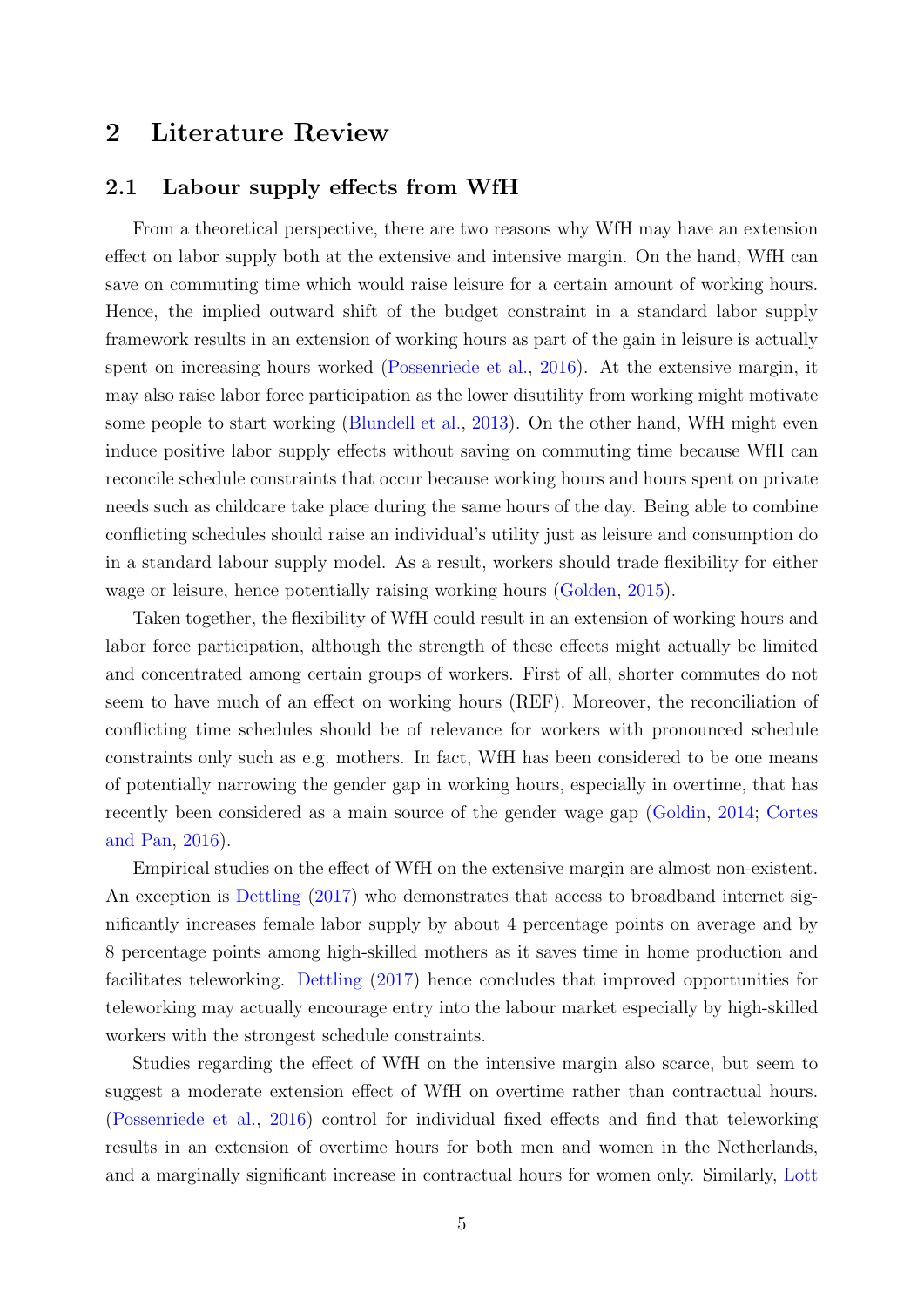# 2 Literature Review

## 2.1 Labour supply effects from WfH

From a theoretical perspective, there are two reasons why WfH may have an extension effect on labor supply both at the extensive and intensive margin. On the hand, WfH can save on commuting time which would raise leisure for a certain amount of working hours. Hence, the implied outward shift of the budget constraint in a standard labor supply framework results in an extension of working hours as part of the gain in leisure is actually spent on increasing hours worked (Possenriede et al., 2016). At the extensive margin, it may also raise labor force participation as the lower disutility from working might motivate some people to start working (Blundell et al., 2013). On the other hand, WfH might even induce positive labor supply effects without saving on commuting time because WfH can reconcile schedule constraints that occur because working hours and hours spent on private needs such as childcare take place during the same hours of the day. Being able to combine conflicting schedules should raise an individual's utility just as leisure and consumption do in a standard labour supply model. As a result, workers should trade flexibility for either wage or leisure, hence potentially raising working hours (Golden, 2015).

Taken together, the flexibility of WfH could result in an extension of working hours and labor force participation, although the strength of these effects might actually be limited and concentrated among certain groups of workers. First of all, shorter commutes do not seem to have much of an effect on working hours (REF). Moreover, the reconciliation of conflicting time schedules should be of relevance for workers with pronounced schedule constraints only such as e.g. mothers. In fact, WfH has been considered to be one means of potentially narrowing the gender gap in working hours, especially in overtime, that has recently been considered as a main source of the gender wage gap (Goldin, 2014; Cortes and Pan, 2016).

Empirical studies on the effect of WfH on the extensive margin are almost non-existent. An exception is Dettling (2017) who demonstrates that access to broadband internet significantly increases female labor supply by about 4 percentage points on average and by 8 percentage points among high-skilled mothers as it saves time in home production and facilitates teleworking. Dettling (2017) hence concludes that improved opportunities for teleworking may actually encourage entry into the labour market especially by high-skilled workers with the strongest schedule constraints.

Studies regarding the effect of WfH on the intensive margin also scarce, but seem to suggest a moderate extension effect of WfH on overtime rather than contractual hours. (Possenriede et al., 2016) control for individual fixed effects and find that teleworking results in an extension of overtime hours for both men and women in the Netherlands, and a marginally significant increase in contractual hours for women only. Similarly, Lott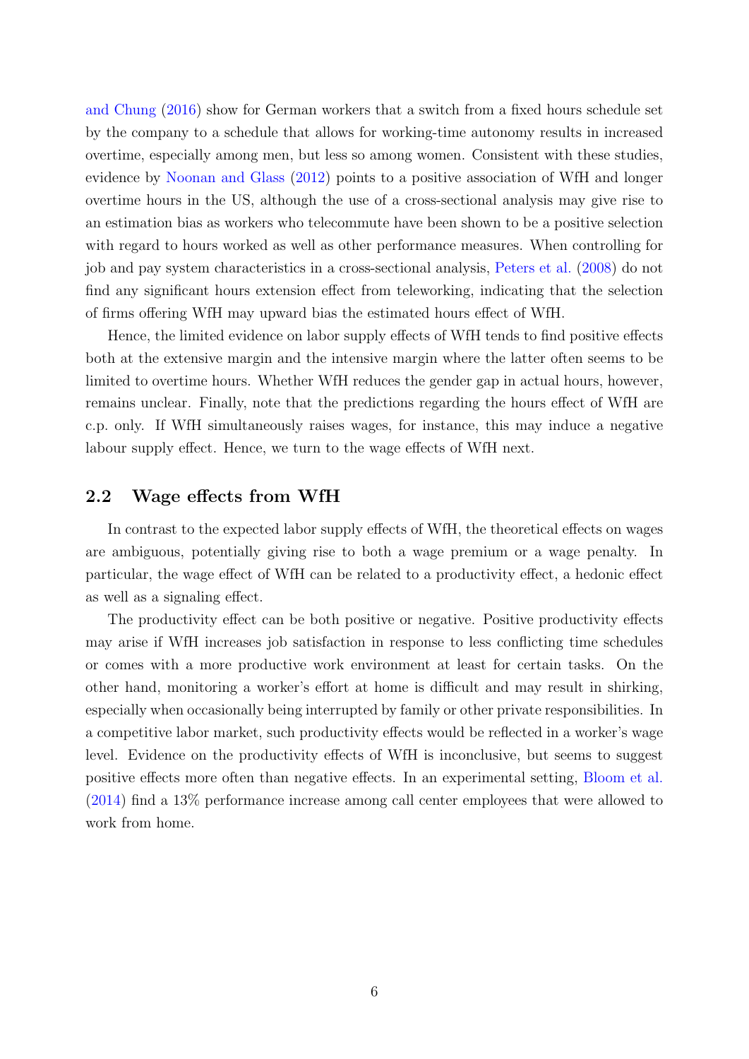and Chung (2016) show for German workers that a switch from a fixed hours schedule set by the company to a schedule that allows for working-time autonomy results in increased overtime, especially among men, but less so among women. Consistent with these studies, evidence by Noonan and Glass (2012) points to a positive association of WfH and longer overtime hours in the US, although the use of a cross-sectional analysis may give rise to an estimation bias as workers who telecommute have been shown to be a positive selection with regard to hours worked as well as other performance measures. When controlling for job and pay system characteristics in a cross-sectional analysis, Peters et al. (2008) do not find any significant hours extension effect from teleworking, indicating that the selection of firms offering WfH may upward bias the estimated hours effect of WfH.

Hence, the limited evidence on labor supply effects of WfH tends to find positive effects both at the extensive margin and the intensive margin where the latter often seems to be limited to overtime hours. Whether WfH reduces the gender gap in actual hours, however, remains unclear. Finally, note that the predictions regarding the hours effect of WfH are c.p. only. If WfH simultaneously raises wages, for instance, this may induce a negative labour supply effect. Hence, we turn to the wage effects of WfH next.

## 2.2 Wage effects from WfH

In contrast to the expected labor supply effects of WfH, the theoretical effects on wages are ambiguous, potentially giving rise to both a wage premium or a wage penalty. In particular, the wage effect of WfH can be related to a productivity effect, a hedonic effect as well as a signaling effect.

The productivity effect can be both positive or negative. Positive productivity effects may arise if WfH increases job satisfaction in response to less conflicting time schedules or comes with a more productive work environment at least for certain tasks. On the other hand, monitoring a worker's effort at home is difficult and may result in shirking, especially when occasionally being interrupted by family or other private responsibilities. In a competitive labor market, such productivity effects would be reflected in a worker's wage level. Evidence on the productivity effects of WfH is inconclusive, but seems to suggest positive effects more often than negative effects. In an experimental setting, Bloom et al. (2014) find a 13% performance increase among call center employees that were allowed to work from home.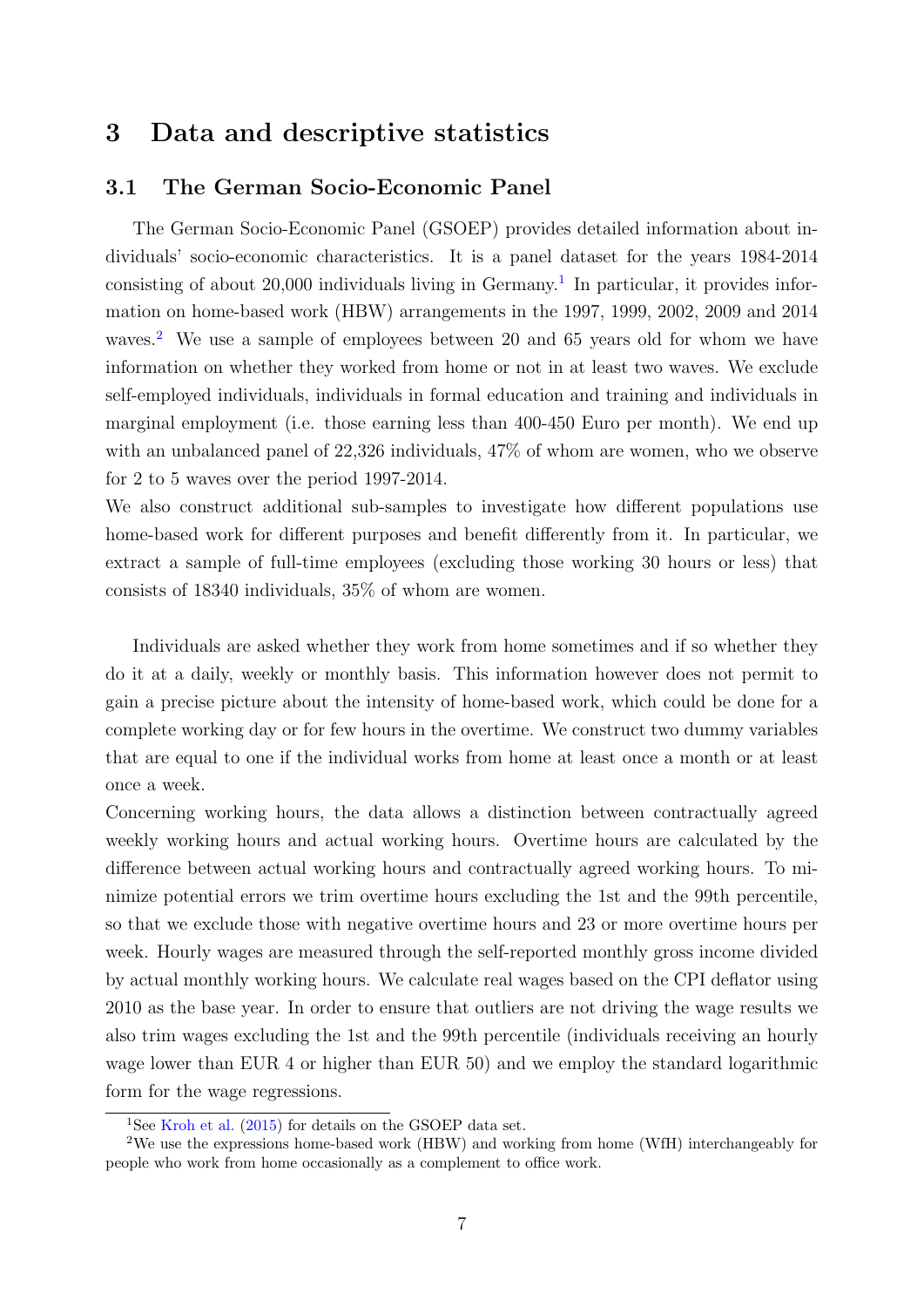# 3 Data and descriptive statistics

## 3.1 The German Socio-Economic Panel

The German Socio-Economic Panel (GSOEP) provides detailed information about individuals' socio-economic characteristics. It is a panel dataset for the years 1984-2014 consisting of about 20,000 individuals living in Germany.[1] In particular, it provides information on home-based work (HBW) arrangements in the 1997, 1999, 2002, 2009 and 2014 waves.[2] We use a sample of employees between 20 and 65 years old for whom we have information on whether they worked from home or not in at least two waves. We exclude self-employed individuals, individuals in formal education and training and individuals in marginal employment (i.e. those earning less than 400-450 Euro per month). We end up with an unbalanced panel of 22,326 individuals, 47% of whom are women, who we observe for 2 to 5 waves over the period 1997-2014.

We also construct additional sub-samples to investigate how different populations use home-based work for different purposes and benefit differently from it. In particular, we extract a sample of full-time employees (excluding those working 30 hours or less) that consists of 18340 individuals, 35% of whom are women.

Individuals are asked whether they work from home sometimes and if so whether they do it at a daily, weekly or monthly basis. This information however does not permit to gain a precise picture about the intensity of home-based work, which could be done for a complete working day or for few hours in the overtime. We construct two dummy variables that are equal to one if the individual works from home at least once a month or at least once a week.

Concerning working hours, the data allows a distinction between contractually agreed weekly working hours and actual working hours. Overtime hours are calculated by the difference between actual working hours and contractually agreed working hours. To minimize potential errors we trim overtime hours excluding the 1st and the 99th percentile, so that we exclude those with negative overtime hours and 23 or more overtime hours per week. Hourly wages are measured through the self-reported monthly gross income divided by actual monthly working hours. We calculate real wages based on the CPI deflator using 2010 as the base year. In order to ensure that outliers are not driving the wage results we also trim wages excluding the 1st and the 99th percentile (individuals receiving an hourly wage lower than EUR 4 or higher than EUR 50) and we employ the standard logarithmic form for the wage regressions.

---

[1] See Kroh et al. (2015) for details on the GSOEP data set.

[2] We use the expressions home-based work (HBW) and working from home (WfH) interchangeably for people who work from home occasionally as a complement to office work.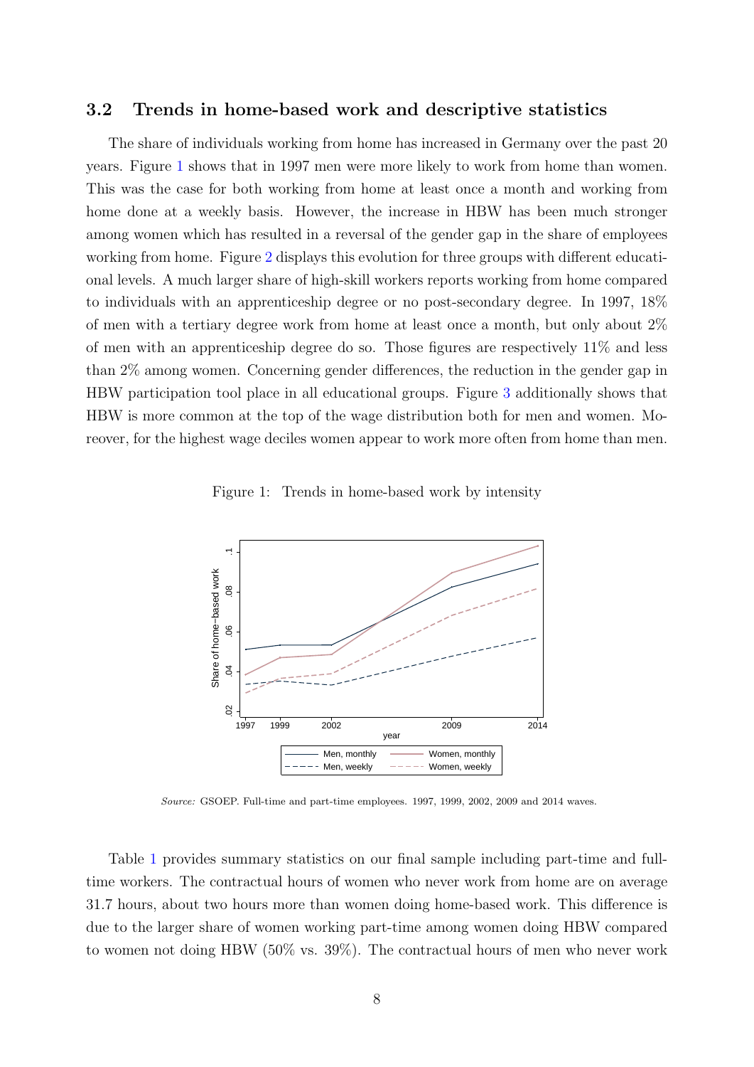### 3.2 Trends in home-based work and descriptive statistics

The share of individuals working from home has increased in Germany over the past 20 years. Figure 1 shows that in 1997 men were more likely to work from home than women. This was the case for both working from home at least once a month and working from home done at a weekly basis. However, the increase in HBW has been much stronger among women which has resulted in a reversal of the gender gap in the share of employees working from home. Figure 2 displays this evolution for three groups with different educational levels. A much larger share of high-skill workers reports working from home compared to individuals with an apprenticeship degree or no post-secondary degree. In 1997, 18% of men with a tertiary degree work from home at least once a month, but only about 2% of men with an apprenticeship degree do so. Those figures are respectively 11% and less than 2% among women. Concerning gender differences, the reduction in the gender gap in HBW participation tool place in all educational groups. Figure 3 additionally shows that HBW is more common at the top of the wage distribution both for men and women. Moreover, for the highest wage deciles women appear to work more often from home than men.

Figure 1: Trends in home-based work by intensity

*Source:* GSOEP. Full-time and part-time employees. 1997, 1999, 2002, 2009 and 2014 waves.

Table 1 provides summary statistics on our final sample including part-time and full-time workers. The contractual hours of women who never work from home are on average 31.7 hours, about two hours more than women doing home-based work. This difference is due to the larger share of women working part-time among women doing HBW compared to women not doing HBW (50% vs. 39%). The contractual hours of men who never work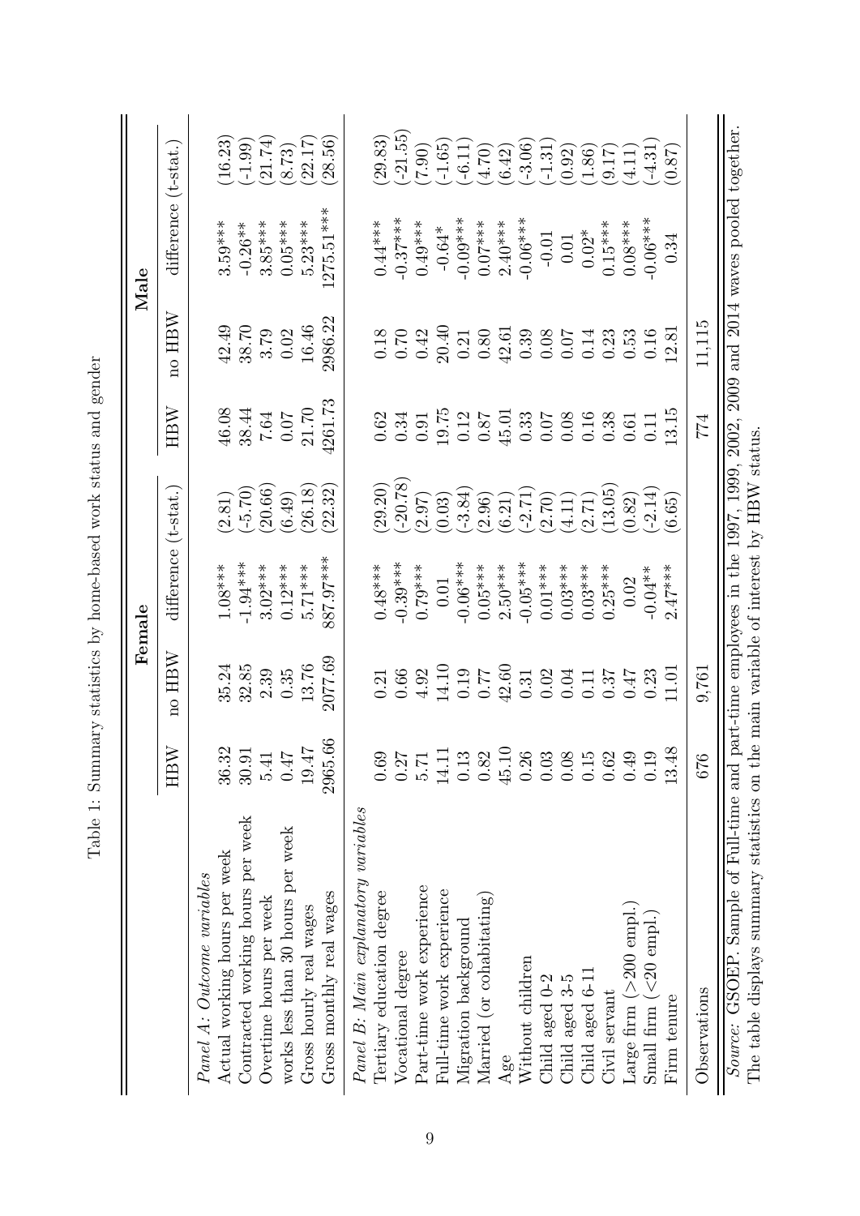Table 1: Summary statistics by home-based work status and gender

| | Female | | | | Male | | | |
|---|---|---|---|---|---|---|---|---|
| | HBW | no HBW | difference | (t-stat.) | HBW | no HBW | difference | (t-stat.) |
| *Panel A: Outcome variables* | | | | | | | | |
| Actual working hours per week | 36.32 | 35.24 | 1.08*** | (2.81) | 46.08 | 42.49 | 3.59*** | (16.23) |
| Contracted working hours per week | 30.91 | 32.85 | -1.94*** | (-5.70) | 38.44 | 38.70 | -0.26** | (-1.99) |
| Overtime hours per week | 5.41 | 2.39 | 3.02*** | (20.66) | 7.64 | 3.79 | 3.85*** | (21.74) |
| works less than 30 hours per week | 0.47 | 0.35 | 0.12*** | (6.49) | 0.07 | 0.02 | 0.05*** | (8.73) |
| Gross hourly real wages | 19.47 | 13.76 | 5.71*** | (26.18) | 21.70 | 16.46 | 5.23*** | (22.17) |
| Gross monthly real wages | 2965.66 | 2077.69 | 887.97*** | (22.32) | 4261.73 | 2986.22 | 1275.51*** | (28.56) |
| *Panel B: Main explanatory variables* | | | | | | | | |
| Tertiary education degree | 0.69 | 0.21 | 0.48*** | (29.20) | 0.62 | 0.18 | 0.44*** | (29.83) |
| Vocational degree | 0.27 | 0.66 | -0.39*** | (-20.78) | 0.34 | 0.70 | -0.37*** | (-21.55) |
| Part-time work experience | 5.71 | 4.92 | 0.79*** | (2.97) | 0.91 | 0.42 | 0.49*** | (7.90) |
| Full-time work experience | 14.11 | 14.10 | 0.01 | (0.03) | 19.75 | 20.40 | -0.64* | (-1.65) |
| Migration background | 0.13 | 0.19 | -0.06*** | (-3.84) | 0.12 | 0.21 | -0.09*** | (-6.11) |
| Married (or cohabitating) | 0.82 | 0.77 | 0.05*** | (2.96) | 0.87 | 0.80 | 0.07*** | (4.70) |
| Age | 45.10 | 42.60 | 2.50*** | (6.21) | 45.01 | 42.61 | 2.40*** | (6.42) |
| Without children | 0.26 | 0.31 | -0.05*** | (-2.71) | 0.33 | 0.39 | -0.06*** | (-3.06) |
| Child aged 0-2 | 0.03 | 0.02 | 0.01*** | (2.70) | 0.07 | 0.08 | -0.01 | (-1.31) |
| Child aged 3-5 | 0.08 | 0.04 | 0.03*** | (4.11) | 0.08 | 0.07 | 0.01 | (0.92) |
| Child aged 6-11 | 0.15 | 0.11 | 0.03*** | (2.71) | 0.16 | 0.14 | 0.02* | (1.86) |
| Civil servant | 0.62 | 0.37 | 0.25*** | (13.05) | 0.38 | 0.23 | 0.15*** | (9.17) |
| Large firm (>200 empl.) | 0.49 | 0.47 | 0.02 | (0.82) | 0.61 | 0.53 | 0.08*** | (4.11) |
| Small firm (<20 empl.) | 0.19 | 0.23 | -0.04** | (-2.14) | 0.11 | 0.16 | -0.06*** | (-4.31) |
| Firm tenure | 13.48 | 11.01 | 2.47*** | (6.65) | 13.15 | 12.81 | 0.34 | (0.87) |
| Observations | 676 | 9,761 | | | 774 | 11,115 | | |

*Source:* GSOEP. Sample of Full-time and part-time employees in the 1997, 1999, 2002, 2009 and 2014 waves pooled together. The table displays summary statistics on the main variable of interest by HBW status.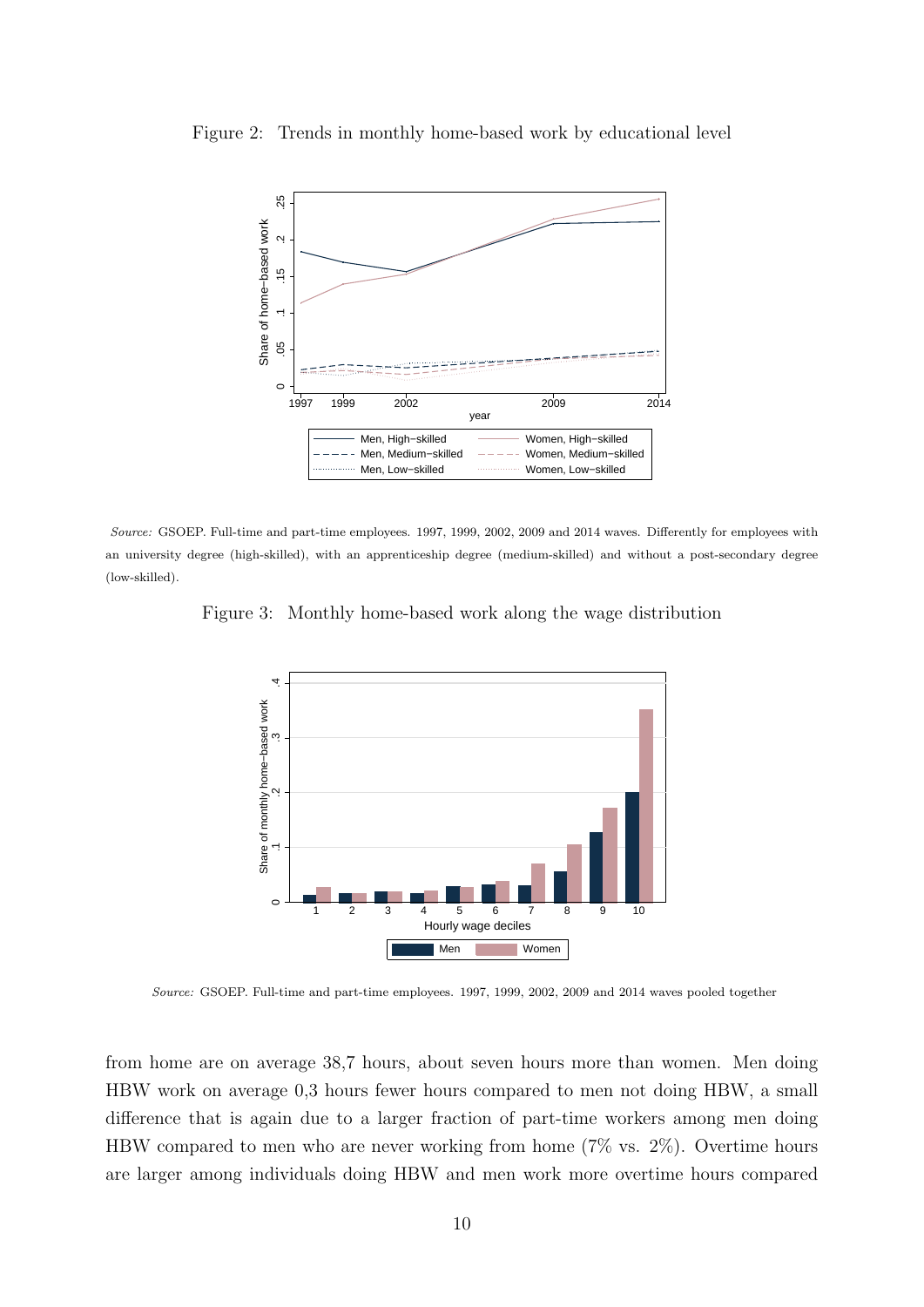Figure 2: Trends in monthly home-based work by educational level

*Source:* GSOEP. Full-time and part-time employees. 1997, 1999, 2002, 2009 and 2014 waves. Differently for employees with an university degree (high-skilled), with an apprenticeship degree (medium-skilled) and without a post-secondary degree (low-skilled).

Figure 3: Monthly home-based work along the wage distribution

*Source:* GSOEP. Full-time and part-time employees. 1997, 1999, 2002, 2009 and 2014 waves pooled together

from home are on average 38,7 hours, about seven hours more than women. Men doing HBW work on average 0,3 hours fewer hours compared to men not doing HBW, a small difference that is again due to a larger fraction of part-time workers among men doing HBW compared to men who are never working from home (7% vs. 2%). Overtime hours are larger among individuals doing HBW and men work more overtime hours compared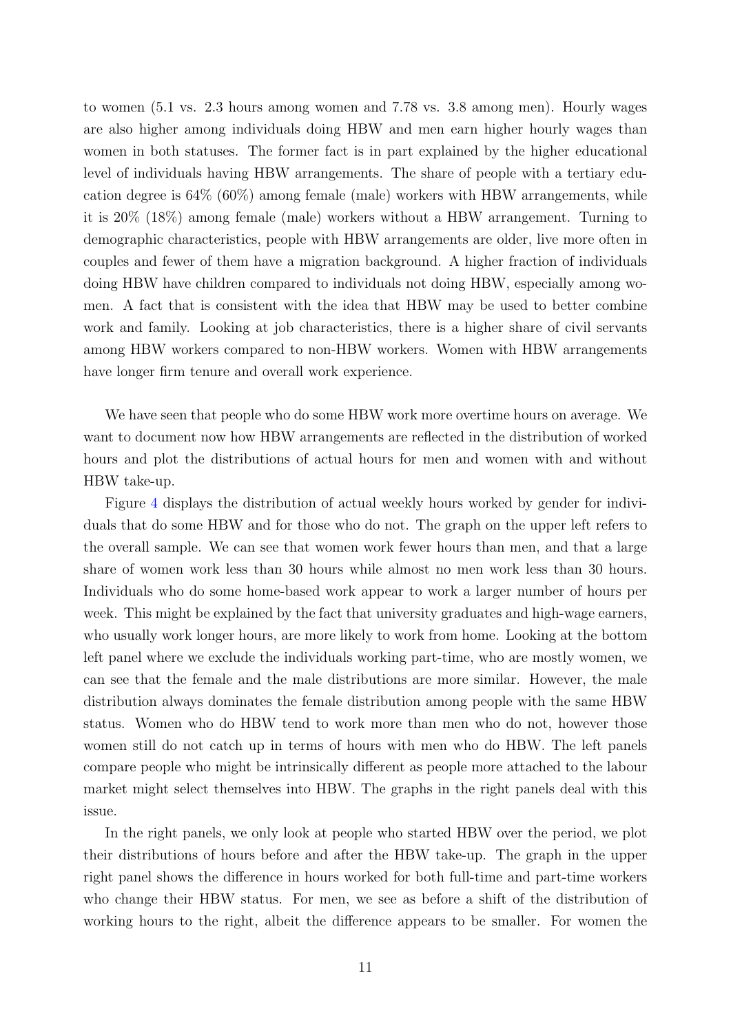to women (5.1 vs. 2.3 hours among women and 7.78 vs. 3.8 among men). Hourly wages are also higher among individuals doing HBW and men earn higher hourly wages than women in both statuses. The former fact is in part explained by the higher educational level of individuals having HBW arrangements. The share of people with a tertiary education degree is 64% (60%) among female (male) workers with HBW arrangements, while it is 20% (18%) among female (male) workers without a HBW arrangement. Turning to demographic characteristics, people with HBW arrangements are older, live more often in couples and fewer of them have a migration background. A higher fraction of individuals doing HBW have children compared to individuals not doing HBW, especially among women. A fact that is consistent with the idea that HBW may be used to better combine work and family. Looking at job characteristics, there is a higher share of civil servants among HBW workers compared to non-HBW workers. Women with HBW arrangements have longer firm tenure and overall work experience.

We have seen that people who do some HBW work more overtime hours on average. We want to document now how HBW arrangements are reflected in the distribution of worked hours and plot the distributions of actual hours for men and women with and without HBW take-up.

Figure 4 displays the distribution of actual weekly hours worked by gender for individuals that do some HBW and for those who do not. The graph on the upper left refers to the overall sample. We can see that women work fewer hours than men, and that a large share of women work less than 30 hours while almost no men work less than 30 hours. Individuals who do some home-based work appear to work a larger number of hours per week. This might be explained by the fact that university graduates and high-wage earners, who usually work longer hours, are more likely to work from home. Looking at the bottom left panel where we exclude the individuals working part-time, who are mostly women, we can see that the female and the male distributions are more similar. However, the male distribution always dominates the female distribution among people with the same HBW status. Women who do HBW tend to work more than men who do not, however those women still do not catch up in terms of hours with men who do HBW. The left panels compare people who might be intrinsically different as people more attached to the labour market might select themselves into HBW. The graphs in the right panels deal with this issue.

In the right panels, we only look at people who started HBW over the period, we plot their distributions of hours before and after the HBW take-up. The graph in the upper right panel shows the difference in hours worked for both full-time and part-time workers who change their HBW status. For men, we see as before a shift of the distribution of working hours to the right, albeit the difference appears to be smaller. For women the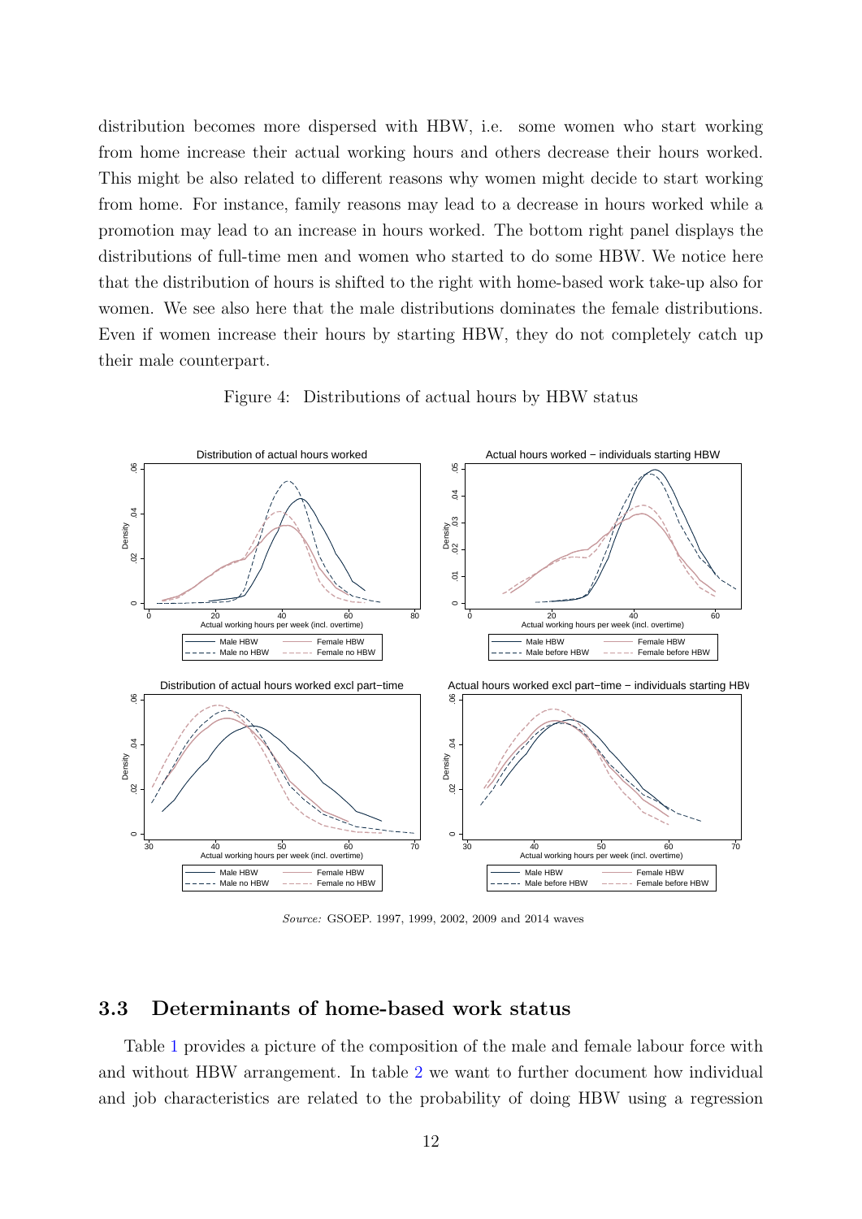distribution becomes more dispersed with HBW, i.e. some women who start working from home increase their actual working hours and others decrease their hours worked. This might be also related to different reasons why women might decide to start working from home. For instance, family reasons may lead to a decrease in hours worked while a promotion may lead to an increase in hours worked. The bottom right panel displays the distributions of full-time men and women who started to do some HBW. We notice here that the distribution of hours is shifted to the right with home-based work take-up also for women. We see also here that the male distributions dominates the female distributions. Even if women increase their hours by starting HBW, they do not completely catch up their male counterpart.

Figure 4: Distributions of actual hours by HBW status

*Source:* GSOEP. 1997, 1999, 2002, 2009 and 2014 waves

## 3.3 Determinants of home-based work status

Table 1 provides a picture of the composition of the male and female labour force with and without HBW arrangement. In table 2 we want to further document how individual and job characteristics are related to the probability of doing HBW using a regression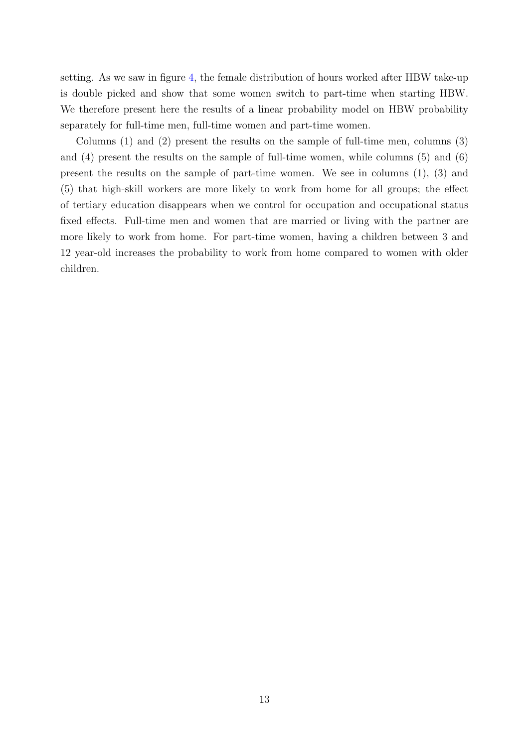setting. As we saw in figure 4, the female distribution of hours worked after HBW take-up is double picked and show that some women switch to part-time when starting HBW. We therefore present here the results of a linear probability model on HBW probability separately for full-time men, full-time women and part-time women.

Columns (1) and (2) present the results on the sample of full-time men, columns (3) and (4) present the results on the sample of full-time women, while columns (5) and (6) present the results on the sample of part-time women. We see in columns (1), (3) and (5) that high-skill workers are more likely to work from home for all groups; the effect of tertiary education disappears when we control for occupation and occupational status fixed effects. Full-time men and women that are married or living with the partner are more likely to work from home. For part-time women, having a children between 3 and 12 year-old increases the probability to work from home compared to women with older children.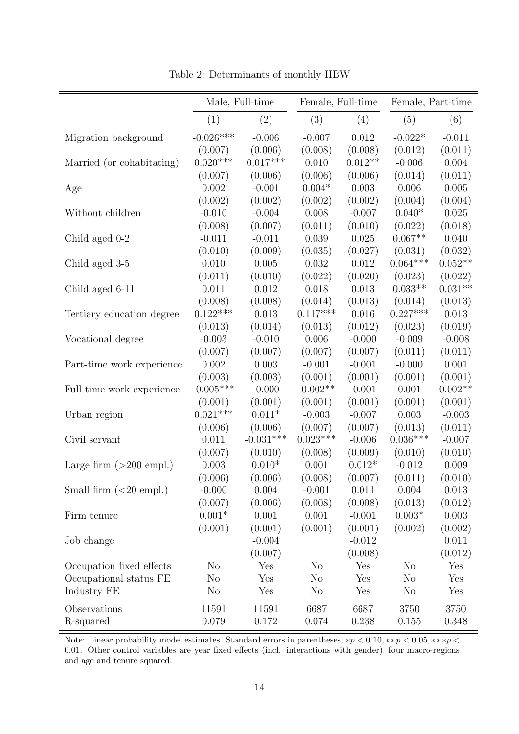Table 2: Determinants of monthly HBW

| | Male, Full-time | | Female, Full-time | | Female, Part-time | |
|---|---|---|---|---|---|---|
| | (1) | (2) | (3) | (4) | (5) | (6) |
| Migration background | -0.026*** | -0.006 | -0.007 | 0.012 | -0.022* | -0.011 |
| | (0.007) | (0.006) | (0.008) | (0.008) | (0.012) | (0.011) |
| Married (or cohabitating) | 0.020*** | 0.017*** | 0.010 | 0.012** | -0.006 | 0.004 |
| | (0.007) | (0.006) | (0.006) | (0.006) | (0.014) | (0.011) |
| Age | 0.002 | -0.001 | 0.004* | 0.003 | 0.006 | 0.005 |
| | (0.002) | (0.002) | (0.002) | (0.002) | (0.004) | (0.004) |
| Without children | -0.010 | -0.004 | 0.008 | -0.007 | 0.040* | 0.025 |
| | (0.008) | (0.007) | (0.011) | (0.010) | (0.022) | (0.018) |
| Child aged 0-2 | -0.011 | -0.011 | 0.039 | 0.025 | 0.067** | 0.040 |
| | (0.010) | (0.009) | (0.035) | (0.027) | (0.031) | (0.032) |
| Child aged 3-5 | 0.010 | 0.005 | 0.032 | 0.012 | 0.064*** | 0.052** |
| | (0.011) | (0.010) | (0.022) | (0.020) | (0.023) | (0.022) |
| Child aged 6-11 | 0.011 | 0.012 | 0.018 | 0.013 | 0.033** | 0.031** |
| | (0.008) | (0.008) | (0.014) | (0.013) | (0.014) | (0.013) |
| Tertiary education degree | 0.122*** | 0.013 | 0.117*** | 0.016 | 0.227*** | 0.013 |
| | (0.013) | (0.014) | (0.013) | (0.012) | (0.023) | (0.019) |
| Vocational degree | -0.003 | -0.010 | 0.006 | -0.000 | -0.009 | -0.008 |
| | (0.007) | (0.007) | (0.007) | (0.007) | (0.011) | (0.011) |
| Part-time work experience | 0.002 | 0.003 | -0.001 | -0.001 | -0.000 | 0.001 |
| | (0.003) | (0.003) | (0.001) | (0.001) | (0.001) | (0.001) |
| Full-time work experience | -0.005*** | -0.000 | -0.002** | -0.001 | 0.001 | 0.002** |
| | (0.001) | (0.001) | (0.001) | (0.001) | (0.001) | (0.001) |
| Urban region | 0.021*** | 0.011* | -0.003 | -0.007 | 0.003 | -0.003 |
| | (0.006) | (0.006) | (0.007) | (0.007) | (0.013) | (0.011) |
| Civil servant | 0.011 | -0.031*** | 0.023*** | -0.006 | 0.036*** | -0.007 |
| | (0.007) | (0.010) | (0.008) | (0.009) | (0.010) | (0.010) |
| Large firm (>200 empl.) | 0.003 | 0.010* | 0.001 | 0.012* | -0.012 | 0.009 |
| | (0.006) | (0.006) | (0.008) | (0.007) | (0.011) | (0.010) |
| Small firm (<20 empl.) | -0.000 | 0.004 | -0.001 | 0.011 | 0.004 | 0.013 |
| | (0.007) | (0.006) | (0.008) | (0.008) | (0.013) | (0.012) |
| Firm tenure | 0.001* | 0.001 | 0.001 | -0.001 | 0.003* | 0.003 |
| | (0.001) | (0.001) | (0.001) | (0.001) | (0.002) | (0.002) |
| Job change | | -0.004 | | -0.012 | | 0.011 |
| | | (0.007) | | (0.008) | | (0.012) |
| Occupation fixed effects | No | Yes | No | Yes | No | Yes |
| Occupational status FE | No | Yes | No | Yes | No | Yes |
| Industry FE | No | Yes | No | Yes | No | Yes |
| Observations | 11591 | 11591 | 6687 | 6687 | 3750 | 3750 |
| R-squared | 0.079 | 0.172 | 0.074 | 0.238 | 0.155 | 0.348 |

Note: Linear probability model estimates. Standard errors in parentheses, $*p < 0.10, **p < 0.05, ***p < 0.01$. Other control variables are year fixed effects (incl. interactions with gender), four macro-regions and age and tenure squared.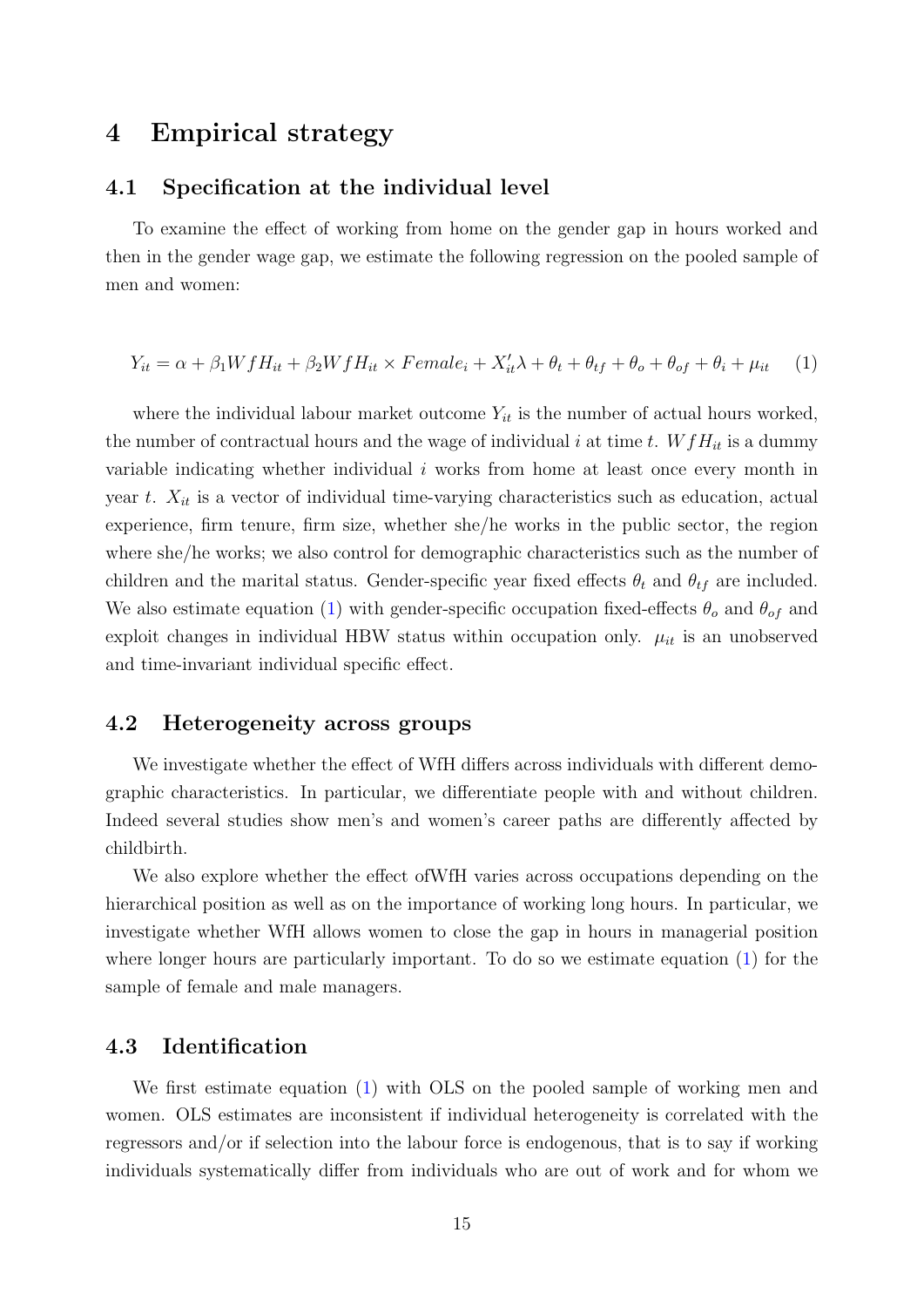# 4 Empirical strategy

## 4.1 Specification at the individual level

To examine the effect of working from home on the gender gap in hours worked and then in the gender wage gap, we estimate the following regression on the pooled sample of men and women:

$$Y_{it} = \alpha + \beta_1 WfH_{it} + \beta_2 WfH_{it} \times Female_i + X'_{it}\lambda + \theta_t + \theta_{tf} + \theta_o + \theta_{of} + \theta_i + \mu_{it} \quad (1)$$

where the individual labour market outcome $Y_{it}$ is the number of actual hours worked, the number of contractual hours and the wage of individual $i$ at time $t$. $WfH_{it}$ is a dummy variable indicating whether individual $i$ works from home at least once every month in year $t$. $X_{it}$ is a vector of individual time-varying characteristics such as education, actual experience, firm tenure, firm size, whether she/he works in the public sector, the region where she/he works; we also control for demographic characteristics such as the number of children and the marital status. Gender-specific year fixed effects $\theta_t$ and $\theta_{tf}$ are included. We also estimate equation (1) with gender-specific occupation fixed-effects $\theta_o$ and $\theta_{of}$ and exploit changes in individual HBW status within occupation only. $\mu_{it}$ is an unobserved and time-invariant individual specific effect.

## 4.2 Heterogeneity across groups

We investigate whether the effect of WfH differs across individuals with different demographic characteristics. In particular, we differentiate people with and without children. Indeed several studies show men's and women's career paths are differently affected by childbirth.

We also explore whether the effect ofWfH varies across occupations depending on the hierarchical position as well as on the importance of working long hours. In particular, we investigate whether WfH allows women to close the gap in hours in managerial position where longer hours are particularly important. To do so we estimate equation (1) for the sample of female and male managers.

## 4.3 Identification

We first estimate equation (1) with OLS on the pooled sample of working men and women. OLS estimates are inconsistent if individual heterogeneity is correlated with the regressors and/or if selection into the labour force is endogenous, that is to say if working individuals systematically differ from individuals who are out of work and for whom we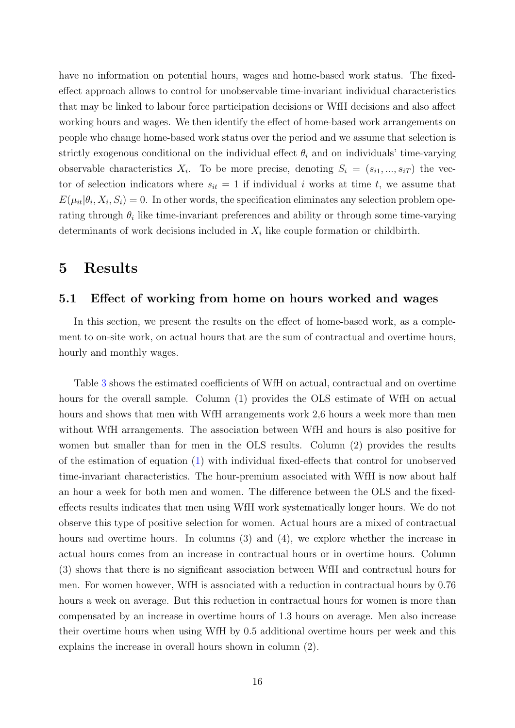have no information on potential hours, wages and home-based work status. The fixed-effect approach allows to control for unobservable time-invariant individual characteristics that may be linked to labour force participation decisions or WfH decisions and also affect working hours and wages. We then identify the effect of home-based work arrangements on people who change home-based work status over the period and we assume that selection is strictly exogenous conditional on the individual effect $\theta_i$ and on individuals' time-varying observable characteristics $X_i$. To be more precise, denoting $S_i = (s_{i1}, ..., s_{iT})$ the vector of selection indicators where $s_{it} = 1$ if individual $i$ works at time $t$, we assume that $E(\mu_{it}|\theta_i, X_i, S_i) = 0$. In other words, the specification eliminates any selection problem operating through $\theta_i$ like time-invariant preferences and ability or through some time-varying determinants of work decisions included in $X_i$ like couple formation or childbirth.

# 5 Results

## 5.1 Effect of working from home on hours worked and wages

In this section, we present the results on the effect of home-based work, as a complement to on-site work, on actual hours that are the sum of contractual and overtime hours, hourly and monthly wages.

Table 3 shows the estimated coefficients of WfH on actual, contractual and on overtime hours for the overall sample. Column (1) provides the OLS estimate of WfH on actual hours and shows that men with WfH arrangements work 2,6 hours a week more than men without WfH arrangements. The association between WfH and hours is also positive for women but smaller than for men in the OLS results. Column (2) provides the results of the estimation of equation (1) with individual fixed-effects that control for unobserved time-invariant characteristics. The hour-premium associated with WfH is now about half an hour a week for both men and women. The difference between the OLS and the fixed-effects results indicates that men using WfH work systematically longer hours. We do not observe this type of positive selection for women. Actual hours are a mixed of contractual hours and overtime hours. In columns (3) and (4), we explore whether the increase in actual hours comes from an increase in contractual hours or in overtime hours. Column (3) shows that there is no significant association between WfH and contractual hours for men. For women however, WfH is associated with a reduction in contractual hours by 0.76 hours a week on average. But this reduction in contractual hours for women is more than compensated by an increase in overtime hours of 1.3 hours on average. Men also increase their overtime hours when using WfH by 0.5 additional overtime hours per week and this explains the increase in overall hours shown in column (2).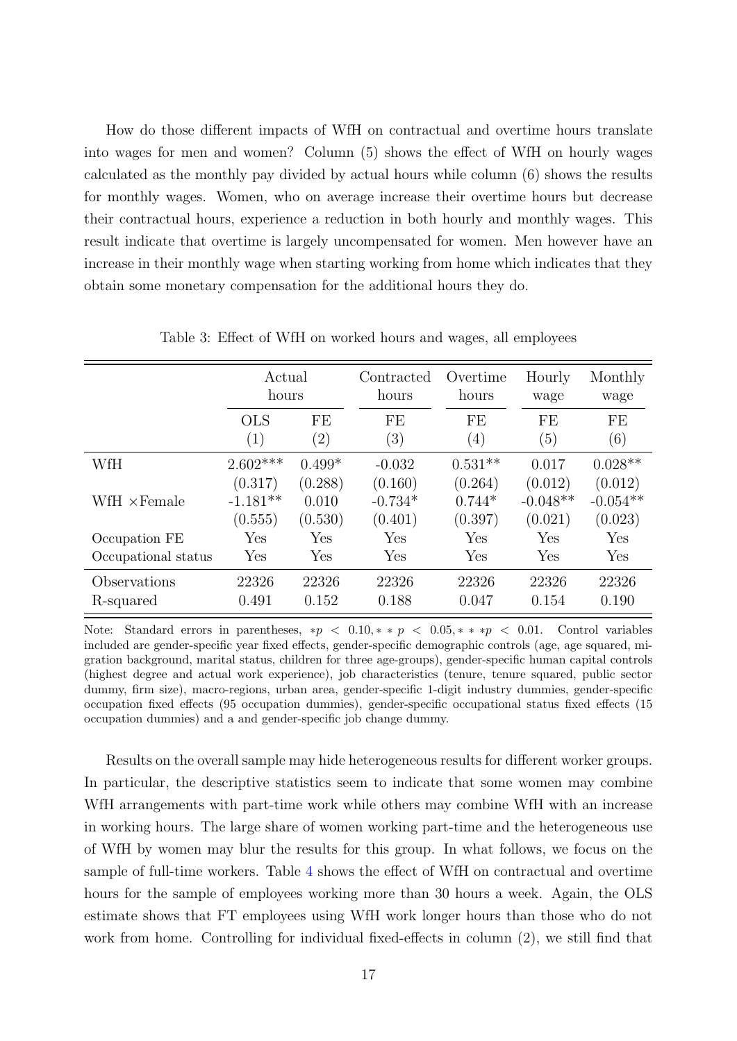How do those different impacts of WfH on contractual and overtime hours translate into wages for men and women? Column (5) shows the effect of WfH on hourly wages calculated as the monthly pay divided by actual hours while column (6) shows the results for monthly wages. Women, who on average increase their overtime hours but decrease their contractual hours, experience a reduction in both hourly and monthly wages. This result indicate that overtime is largely uncompensated for women. Men however have an increase in their monthly wage when starting working from home which indicates that they obtain some monetary compensation for the additional hours they do.

Table 3: Effect of WfH on worked hours and wages, all employees

| | Actual hours | | Contracted hours | Overtime hours | Hourly wage | Monthly wage |
|---|---|---|---|---|---|---|
| | OLS | FE | FE | FE | FE | FE |
| | (1) | (2) | (3) | (4) | (5) | (6) |
| WfH | 2.602*** | 0.499* | -0.032 | 0.531** | 0.017 | 0.028** |
| | (0.317) | (0.288) | (0.160) | (0.264) | (0.012) | (0.012) |
| WfH ×Female | -1.181** | 0.010 | -0.734* | 0.744* | -0.048** | -0.054** |
| | (0.555) | (0.530) | (0.401) | (0.397) | (0.021) | (0.023) |
| Occupation FE | Yes | Yes | Yes | Yes | Yes | Yes |
| Occupational status | Yes | Yes | Yes | Yes | Yes | Yes |
| Observations | 22326 | 22326 | 22326 | 22326 | 22326 | 22326 |
| R-squared | 0.491 | 0.152 | 0.188 | 0.047 | 0.154 | 0.190 |

Note: Standard errors in parentheses, $*p < 0.10, **p < 0.05, ***p < 0.01$. Control variables included are gender-specific year fixed effects, gender-specific demographic controls (age, age squared, migration background, marital status, children for three age-groups), gender-specific human capital controls (highest degree and actual work experience), job characteristics (tenure, tenure squared, public sector dummy, firm size), macro-regions, urban area, gender-specific 1-digit industry dummies, gender-specific occupation fixed effects (95 occupation dummies), gender-specific occupational status fixed effects (15 occupation dummies) and a and gender-specific job change dummy.

Results on the overall sample may hide heterogeneous results for different worker groups. In particular, the descriptive statistics seem to indicate that some women may combine WfH arrangements with part-time work while others may combine WfH with an increase in working hours. The large share of women working part-time and the heterogeneous use of WfH by women may blur the results for this group. In what follows, we focus on the sample of full-time workers. Table 4 shows the effect of WfH on contractual and overtime hours for the sample of employees working more than 30 hours a week. Again, the OLS estimate shows that FT employees using WfH work longer hours than those who do not work from home. Controlling for individual fixed-effects in column (2), we still find that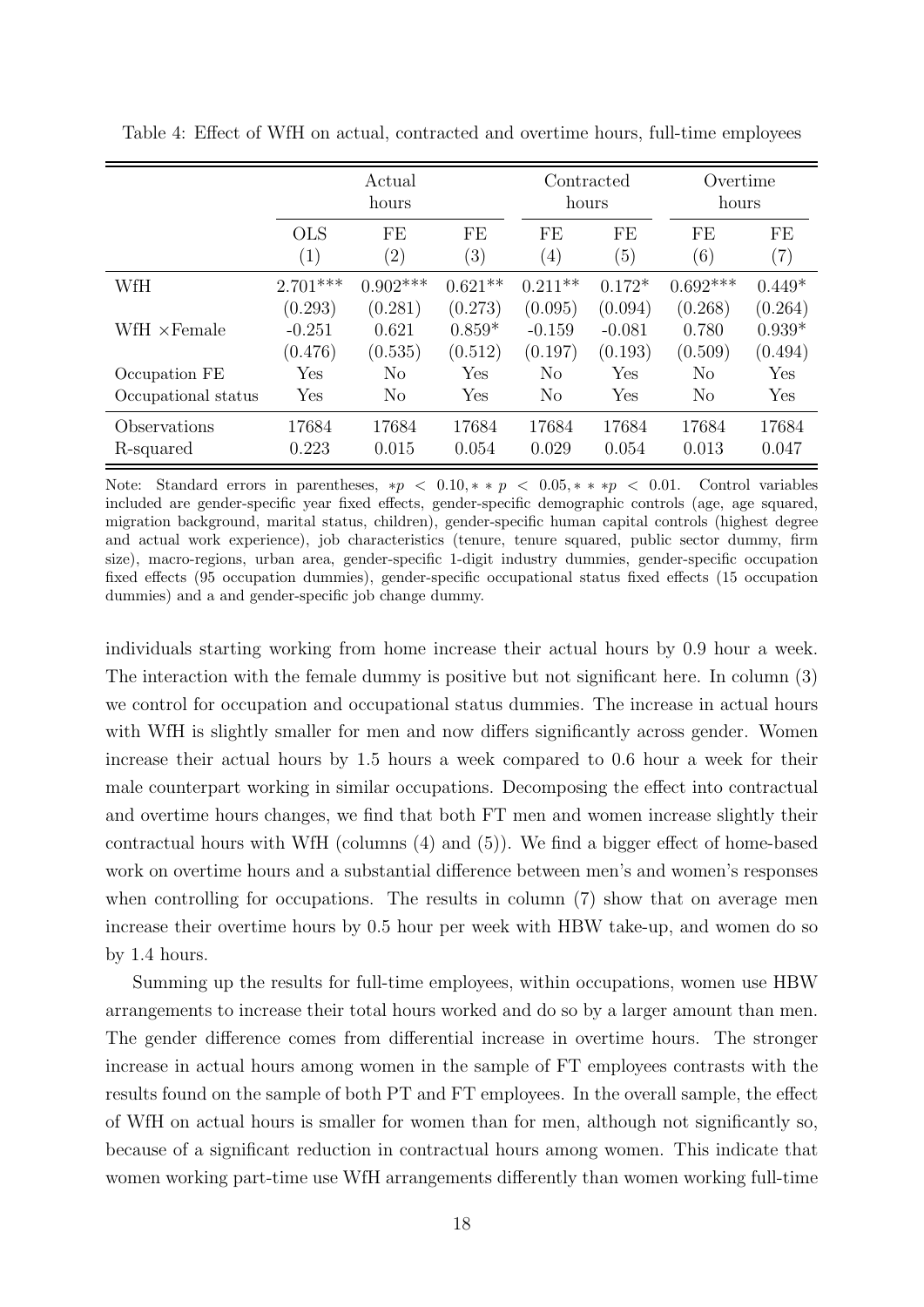Table 4: Effect of WfH on actual, contracted and overtime hours, full-time employees

| | Actual hours | | | Contracted hours | | Overtime hours | |
|---|---|---|---|---|---|---|---|
| | OLS | FE | FE | FE | FE | FE | FE |
| | (1) | (2) | (3) | (4) | (5) | (6) | (7) |
| WfH | 2.701*** | 0.902*** | 0.621** | 0.211** | 0.172* | 0.692*** | 0.449* |
| | (0.293) | (0.281) | (0.273) | (0.095) | (0.094) | (0.268) | (0.264) |
| WfH ×Female | -0.251 | 0.621 | 0.859* | -0.159 | -0.081 | 0.780 | 0.939* |
| | (0.476) | (0.535) | (0.512) | (0.197) | (0.193) | (0.509) | (0.494) |
| Occupation FE | Yes | No | Yes | No | Yes | No | Yes |
| Occupational status | Yes | No | Yes | No | Yes | No | Yes |
| Observations | 17684 | 17684 | 17684 | 17684 | 17684 | 17684 | 17684 |
| R-squared | 0.223 | 0.015 | 0.054 | 0.029 | 0.054 | 0.013 | 0.047 |

Note: Standard errors in parentheses, $*p < 0.10, **p < 0.05, ***p < 0.01$. Control variables included are gender-specific year fixed effects, gender-specific demographic controls (age, age squared, migration background, marital status, children), gender-specific human capital controls (highest degree and actual work experience), job characteristics (tenure, tenure squared, public sector dummy, firm size), macro-regions, urban area, gender-specific 1-digit industry dummies, gender-specific occupation fixed effects (95 occupation dummies), gender-specific occupational status fixed effects (15 occupation dummies) and a and gender-specific job change dummy.

individuals starting working from home increase their actual hours by 0.9 hour a week. The interaction with the female dummy is positive but not significant here. In column (3) we control for occupation and occupational status dummies. The increase in actual hours with WfH is slightly smaller for men and now differs significantly across gender. Women increase their actual hours by 1.5 hours a week compared to 0.6 hour a week for their male counterpart working in similar occupations. Decomposing the effect into contractual and overtime hours changes, we find that both FT men and women increase slightly their contractual hours with WfH (columns (4) and (5)). We find a bigger effect of home-based work on overtime hours and a substantial difference between men's and women's responses when controlling for occupations. The results in column (7) show that on average men increase their overtime hours by 0.5 hour per week with HBW take-up, and women do so by 1.4 hours.

Summing up the results for full-time employees, within occupations, women use HBW arrangements to increase their total hours worked and do so by a larger amount than men. The gender difference comes from differential increase in overtime hours. The stronger increase in actual hours among women in the sample of FT employees contrasts with the results found on the sample of both PT and FT employees. In the overall sample, the effect of WfH on actual hours is smaller for women than for men, although not significantly so, because of a significant reduction in contractual hours among women. This indicate that women working part-time use WfH arrangements differently than women working full-time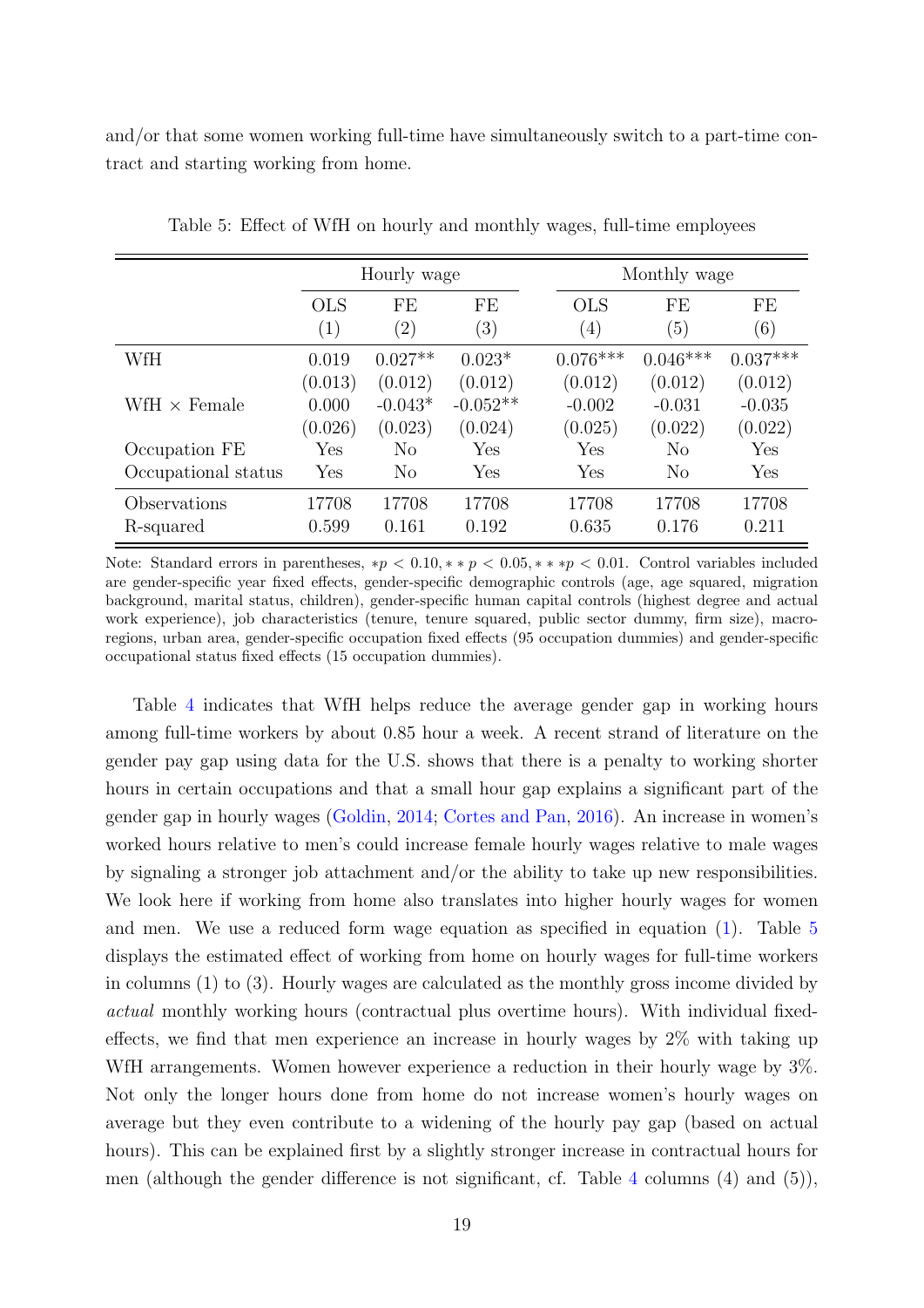and/or that some women working full-time have simultaneously switch to a part-time contract and starting working from home.

Table 5: Effect of WfH on hourly and monthly wages, full-time employees

| | Hourly wage | | | Monthly wage | | |
|---|---|---|---|---|---|---|
| | OLS | FE | FE | OLS | FE | FE |
| | (1) | (2) | (3) | (4) | (5) | (6) |
| WfH | 0.019 | 0.027** | 0.023* | 0.076*** | 0.046*** | 0.037*** |
| | (0.013) | (0.012) | (0.012) | (0.012) | (0.012) | (0.012) |
| WfH × Female | 0.000 | -0.043* | -0.052** | -0.002 | -0.031 | -0.035 |
| | (0.026) | (0.023) | (0.024) | (0.025) | (0.022) | (0.022) |
| Occupation FE | Yes | No | Yes | Yes | No | Yes |
| Occupational status | Yes | No | Yes | Yes | No | Yes |
| Observations | 17708 | 17708 | 17708 | 17708 | 17708 | 17708 |
| R-squared | 0.599 | 0.161 | 0.192 | 0.635 | 0.176 | 0.211 |

Note: Standard errors in parentheses, $*p < 0.10, **p < 0.05, ***p < 0.01$. Control variables included are gender-specific year fixed effects, gender-specific demographic controls (age, age squared, migration background, marital status, children), gender-specific human capital controls (highest degree and actual work experience), job characteristics (tenure, tenure squared, public sector dummy, firm size), macro-regions, urban area, gender-specific occupation fixed effects (95 occupation dummies) and gender-specific occupational status fixed effects (15 occupation dummies).

Table 4 indicates that WfH helps reduce the average gender gap in working hours among full-time workers by about 0.85 hour a week. A recent strand of literature on the gender pay gap using data for the U.S. shows that there is a penalty to working shorter hours in certain occupations and that a small hour gap explains a significant part of the gender gap in hourly wages (Goldin, 2014; Cortes and Pan, 2016). An increase in women's worked hours relative to men's could increase female hourly wages relative to male wages by signaling a stronger job attachment and/or the ability to take up new responsibilities. We look here if working from home also translates into higher hourly wages for women and men. We use a reduced form wage equation as specified in equation (1). Table 5 displays the estimated effect of working from home on hourly wages for full-time workers in columns (1) to (3). Hourly wages are calculated as the monthly gross income divided by *actual* monthly working hours (contractual plus overtime hours). With individual fixed-effects, we find that men experience an increase in hourly wages by 2% with taking up WfH arrangements. Women however experience a reduction in their hourly wage by 3%. Not only the longer hours done from home do not increase women's hourly wages on average but they even contribute to a widening of the hourly pay gap (based on actual hours). This can be explained first by a slightly stronger increase in contractual hours for men (although the gender difference is not significant, cf. Table 4 columns (4) and (5)),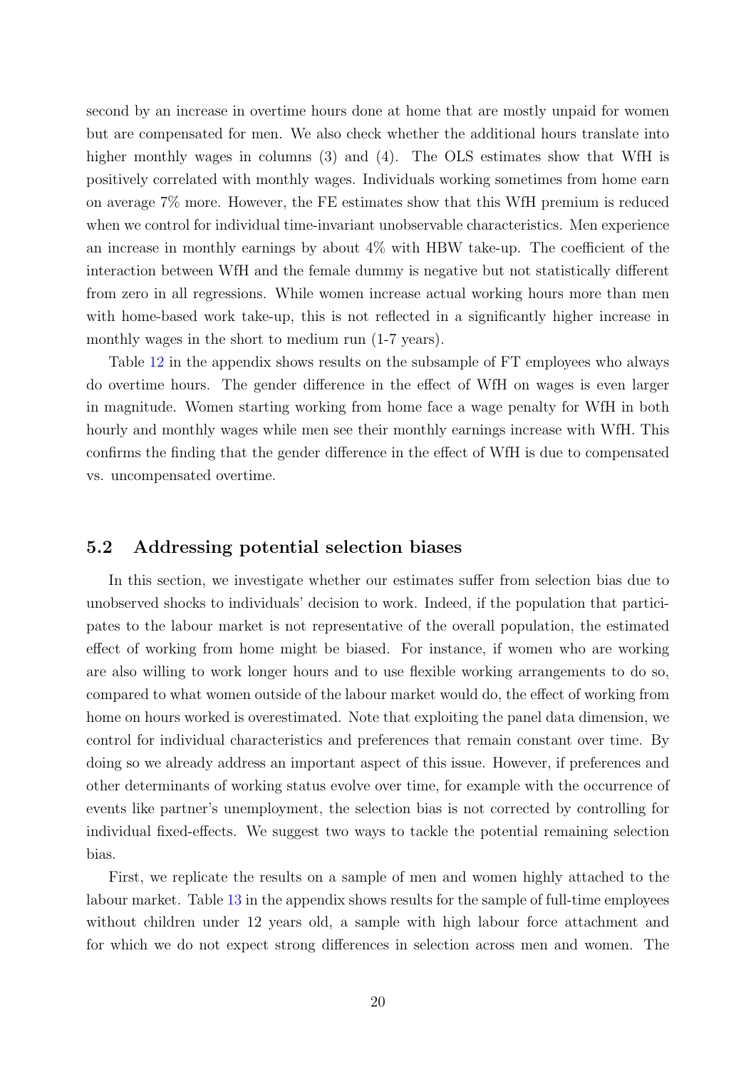second by an increase in overtime hours done at home that are mostly unpaid for women but are compensated for men. We also check whether the additional hours translate into higher monthly wages in columns (3) and (4). The OLS estimates show that WfH is positively correlated with monthly wages. Individuals working sometimes from home earn on average 7% more. However, the FE estimates show that this WfH premium is reduced when we control for individual time-invariant unobservable characteristics. Men experience an increase in monthly earnings by about 4% with HBW take-up. The coefficient of the interaction between WfH and the female dummy is negative but not statistically different from zero in all regressions. While women increase actual working hours more than men with home-based work take-up, this is not reflected in a significantly higher increase in monthly wages in the short to medium run (1-7 years).

Table 12 in the appendix shows results on the subsample of FT employees who always do overtime hours. The gender difference in the effect of WfH on wages is even larger in magnitude. Women starting working from home face a wage penalty for WfH in both hourly and monthly wages while men see their monthly earnings increase with WfH. This confirms the finding that the gender difference in the effect of WfH is due to compensated vs. uncompensated overtime.

## 5.2 Addressing potential selection biases

In this section, we investigate whether our estimates suffer from selection bias due to unobserved shocks to individuals' decision to work. Indeed, if the population that participates to the labour market is not representative of the overall population, the estimated effect of working from home might be biased. For instance, if women who are working are also willing to work longer hours and to use flexible working arrangements to do so, compared to what women outside of the labour market would do, the effect of working from home on hours worked is overestimated. Note that exploiting the panel data dimension, we control for individual characteristics and preferences that remain constant over time. By doing so we already address an important aspect of this issue. However, if preferences and other determinants of working status evolve over time, for example with the occurrence of events like partner's unemployment, the selection bias is not corrected by controlling for individual fixed-effects. We suggest two ways to tackle the potential remaining selection bias.

First, we replicate the results on a sample of men and women highly attached to the labour market. Table 13 in the appendix shows results for the sample of full-time employees without children under 12 years old, a sample with high labour force attachment and for which we do not expect strong differences in selection across men and women. The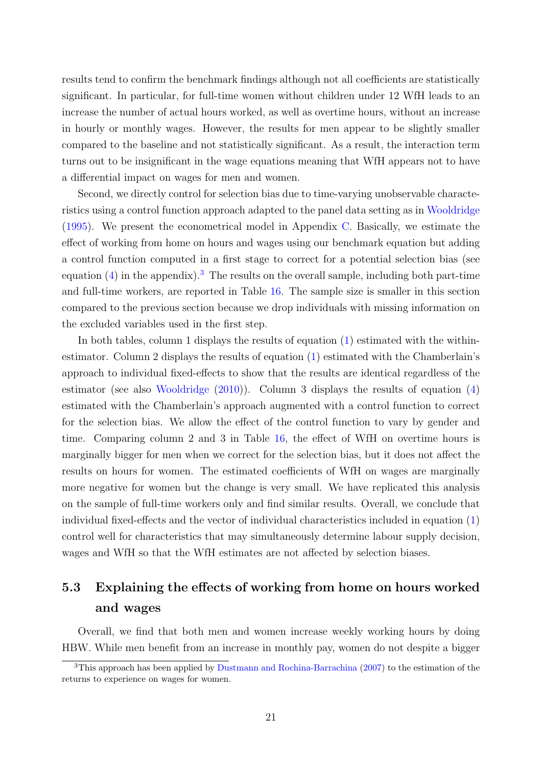results tend to confirm the benchmark findings although not all coefficients are statistically significant. In particular, for full-time women without children under 12 WfH leads to an increase the number of actual hours worked, as well as overtime hours, without an increase in hourly or monthly wages. However, the results for men appear to be slightly smaller compared to the baseline and not statistically significant. As a result, the interaction term turns out to be insignificant in the wage equations meaning that WfH appears not to have a differential impact on wages for men and women.

Second, we directly control for selection bias due to time-varying unobservable characteristics using a control function approach adapted to the panel data setting as in Wooldridge (1995). We present the econometrical model in Appendix C. Basically, we estimate the effect of working from home on hours and wages using our benchmark equation but adding a control function computed in a first stage to correct for a potential selection bias (see equation (4) in the appendix).[3] The results on the overall sample, including both part-time and full-time workers, are reported in Table 16. The sample size is smaller in this section compared to the previous section because we drop individuals with missing information on the excluded variables used in the first step.

In both tables, column 1 displays the results of equation (1) estimated with the within-estimator. Column 2 displays the results of equation (1) estimated with the Chamberlain's approach to individual fixed-effects to show that the results are identical regardless of the estimator (see also Wooldridge (2010)). Column 3 displays the results of equation (4) estimated with the Chamberlain's approach augmented with a control function to correct for the selection bias. We allow the effect of the control function to vary by gender and time. Comparing column 2 and 3 in Table 16, the effect of WfH on overtime hours is marginally bigger for men when we correct for the selection bias, but it does not affect the results on hours for women. The estimated coefficients of WfH on wages are marginally more negative for women but the change is very small. We have replicated this analysis on the sample of full-time workers only and find similar results. Overall, we conclude that individual fixed-effects and the vector of individual characteristics included in equation (1) control well for characteristics that may simultaneously determine labour supply decision, wages and WfH so that the WfH estimates are not affected by selection biases.

## 5.3 Explaining the effects of working from home on hours worked and wages

Overall, we find that both men and women increase weekly working hours by doing HBW. While men benefit from an increase in monthly pay, women do not despite a bigger

[3] This approach has been applied by Dustmann and Rochina-Barrachina (2007) to the estimation of the returns to experience on wages for women.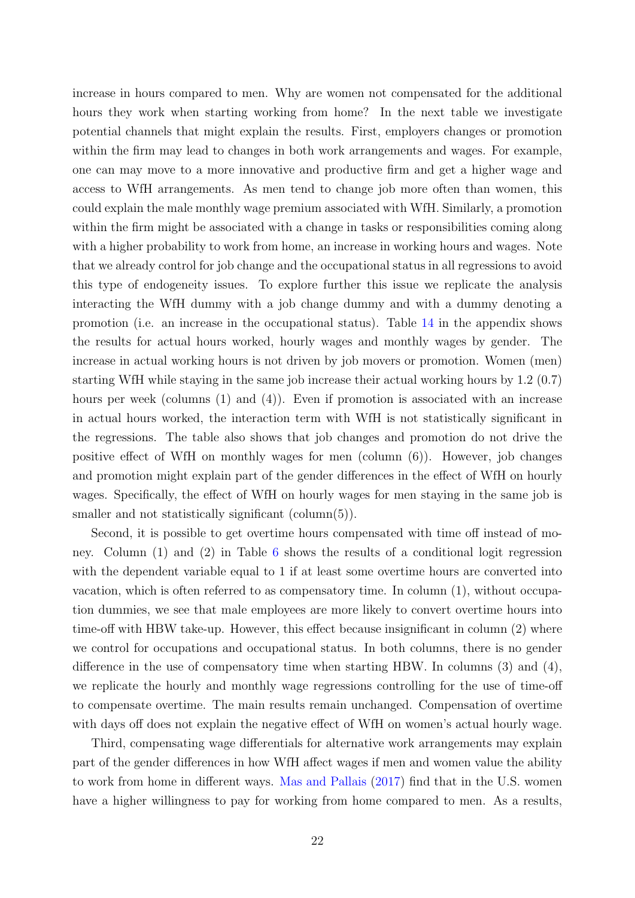increase in hours compared to men. Why are women not compensated for the additional hours they work when starting working from home? In the next table we investigate potential channels that might explain the results. First, employers changes or promotion within the firm may lead to changes in both work arrangements and wages. For example, one can may move to a more innovative and productive firm and get a higher wage and access to WfH arrangements. As men tend to change job more often than women, this could explain the male monthly wage premium associated with WfH. Similarly, a promotion within the firm might be associated with a change in tasks or responsibilities coming along with a higher probability to work from home, an increase in working hours and wages. Note that we already control for job change and the occupational status in all regressions to avoid this type of endogeneity issues. To explore further this issue we replicate the analysis interacting the WfH dummy with a job change dummy and with a dummy denoting a promotion (i.e. an increase in the occupational status). Table 14 in the appendix shows the results for actual hours worked, hourly wages and monthly wages by gender. The increase in actual working hours is not driven by job movers or promotion. Women (men) starting WfH while staying in the same job increase their actual working hours by 1.2 (0.7) hours per week (columns (1) and (4)). Even if promotion is associated with an increase in actual hours worked, the interaction term with WfH is not statistically significant in the regressions. The table also shows that job changes and promotion do not drive the positive effect of WfH on monthly wages for men (column (6)). However, job changes and promotion might explain part of the gender differences in the effect of WfH on hourly wages. Specifically, the effect of WfH on hourly wages for men staying in the same job is smaller and not statistically significant (column(5)).

Second, it is possible to get overtime hours compensated with time off instead of money. Column (1) and (2) in Table 6 shows the results of a conditional logit regression with the dependent variable equal to 1 if at least some overtime hours are converted into vacation, which is often referred to as compensatory time. In column (1), without occupation dummies, we see that male employees are more likely to convert overtime hours into time-off with HBW take-up. However, this effect because insignificant in column (2) where we control for occupations and occupational status. In both columns, there is no gender difference in the use of compensatory time when starting HBW. In columns (3) and (4), we replicate the hourly and monthly wage regressions controlling for the use of time-off to compensate overtime. The main results remain unchanged. Compensation of overtime with days off does not explain the negative effect of WfH on women's actual hourly wage.

Third, compensating wage differentials for alternative work arrangements may explain part of the gender differences in how WfH affect wages if men and women value the ability to work from home in different ways. Mas and Pallais (2017) find that in the U.S. women have a higher willingness to pay for working from home compared to men. As a results,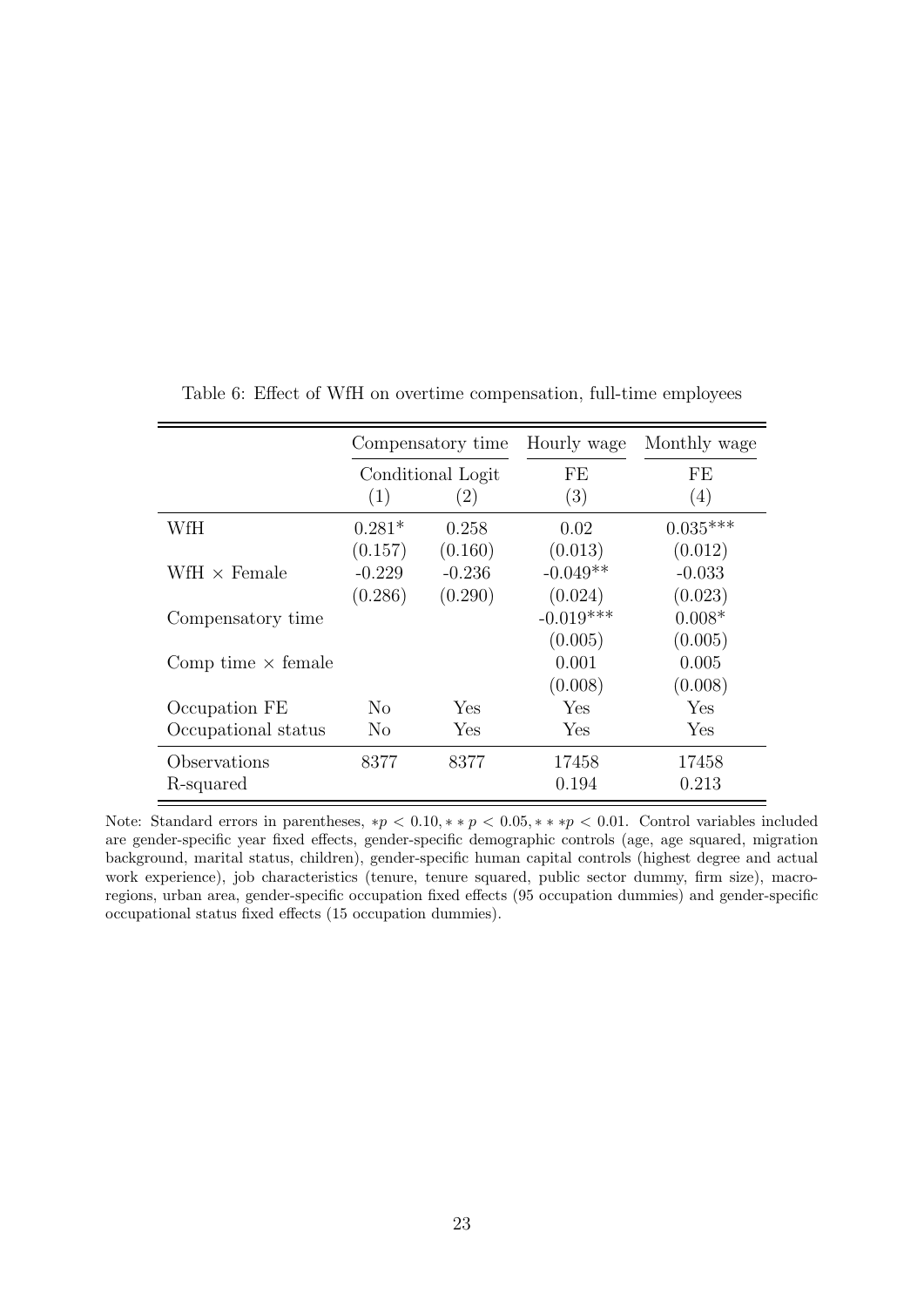Table 6: Effect of WfH on overtime compensation, full-time employees

| | Compensatory time | | Hourly wage | Monthly wage |
|---|---|---|---|---|
| | Conditional Logit | | FE | FE |
| | (1) | (2) | (3) | (4) |
| WfH | 0.281* | 0.258 | 0.02 | 0.035*** |
| | (0.157) | (0.160) | (0.013) | (0.012) |
| WfH × Female | -0.229 | -0.236 | -0.049** | -0.033 |
| | (0.286) | (0.290) | (0.024) | (0.023) |
| Compensatory time | | | -0.019*** | 0.008* |
| | | | (0.005) | (0.005) |
| Comp time × female | | | 0.001 | 0.005 |
| | | | (0.008) | (0.008) |
| Occupation FE | No | Yes | Yes | Yes |
| Occupational status | No | Yes | Yes | Yes |
| Observations | 8377 | 8377 | 17458 | 17458 |
| R-squared | | | 0.194 | 0.213 |

Note: Standard errors in parentheses, $*p < 0.10, **p < 0.05, ***p < 0.01$. Control variables included are gender-specific year fixed effects, gender-specific demographic controls (age, age squared, migration background, marital status, children), gender-specific human capital controls (highest degree and actual work experience), job characteristics (tenure, tenure squared, public sector dummy, firm size), macro-regions, urban area, gender-specific occupation fixed effects (95 occupation dummies) and gender-specific occupational status fixed effects (15 occupation dummies).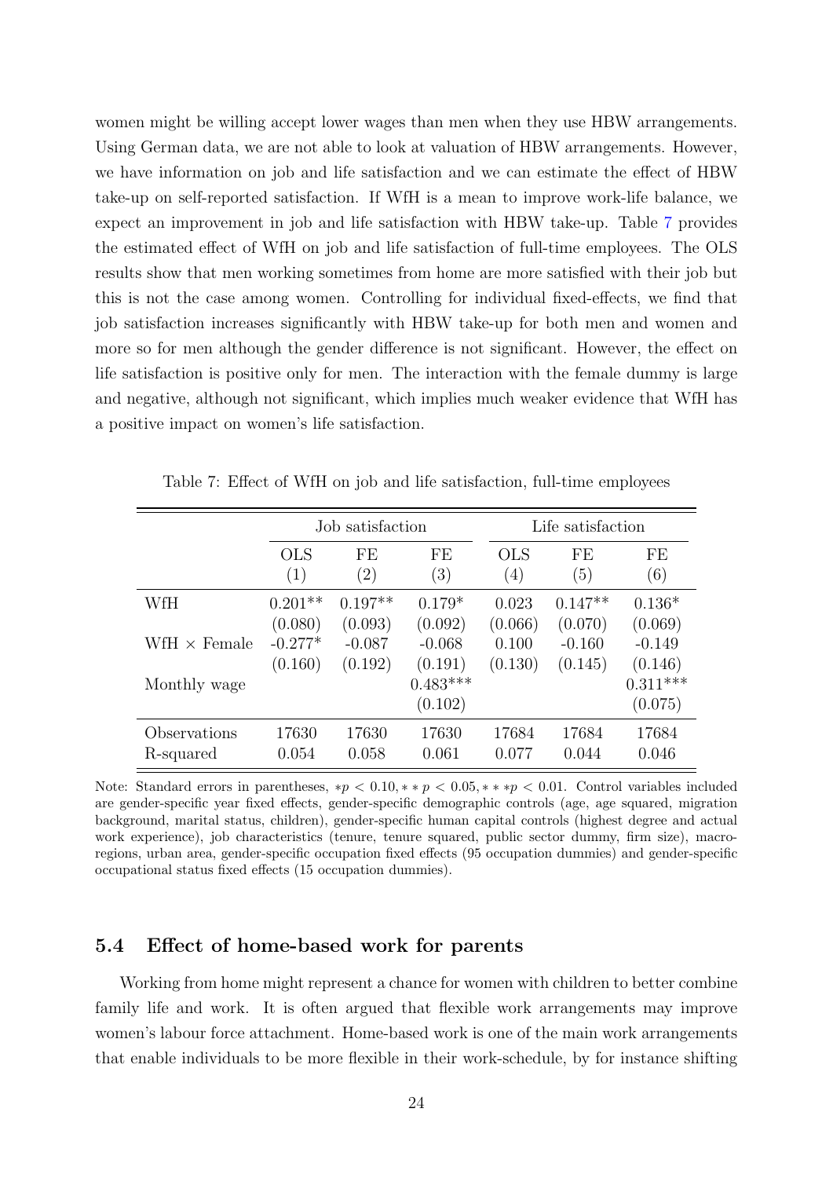women might be willing accept lower wages than men when they use HBW arrangements. Using German data, we are not able to look at valuation of HBW arrangements. However, we have information on job and life satisfaction and we can estimate the effect of HBW take-up on self-reported satisfaction. If WfH is a mean to improve work-life balance, we expect an improvement in job and life satisfaction with HBW take-up. Table 7 provides the estimated effect of WfH on job and life satisfaction of full-time employees. The OLS results show that men working sometimes from home are more satisfied with their job but this is not the case among women. Controlling for individual fixed-effects, we find that job satisfaction increases significantly with HBW take-up for both men and women and more so for men although the gender difference is not significant. However, the effect on life satisfaction is positive only for men. The interaction with the female dummy is large and negative, although not significant, which implies much weaker evidence that WfH has a positive impact on women's life satisfaction.

Table 7: Effect of WfH on job and life satisfaction, full-time employees

| | Job satisfaction | | | Life satisfaction | | |
|---|---|---|---|---|---|---|
| | OLS | FE | FE | OLS | FE | FE |
| | (1) | (2) | (3) | (4) | (5) | (6) |
| WfH | 0.201** | 0.197** | 0.179* | 0.023 | 0.147** | 0.136* |
| | (0.080) | (0.093) | (0.092) | (0.066) | (0.070) | (0.069) |
| WfH × Female | -0.277* | -0.087 | -0.068 | 0.100 | -0.160 | -0.149 |
| | (0.160) | (0.192) | (0.191) | (0.130) | (0.145) | (0.146) |
| Monthly wage | | | 0.483*** | | | 0.311*** |
| | | | (0.102) | | | (0.075) |
| Observations | 17630 | 17630 | 17630 | 17684 | 17684 | 17684 |
| R-squared | 0.054 | 0.058 | 0.061 | 0.077 | 0.044 | 0.046 |

Note: Standard errors in parentheses, $*p < 0.10, **p < 0.05, ***p < 0.01$. Control variables included are gender-specific year fixed effects, gender-specific demographic controls (age, age squared, migration background, marital status, children), gender-specific human capital controls (highest degree and actual work experience), job characteristics (tenure, tenure squared, public sector dummy, firm size), macro-regions, urban area, gender-specific occupation fixed effects (95 occupation dummies) and gender-specific occupational status fixed effects (15 occupation dummies).

### 5.4 Effect of home-based work for parents

Working from home might represent a chance for women with children to better combine family life and work. It is often argued that flexible work arrangements may improve women's labour force attachment. Home-based work is one of the main work arrangements that enable individuals to be more flexible in their work-schedule, by for instance shifting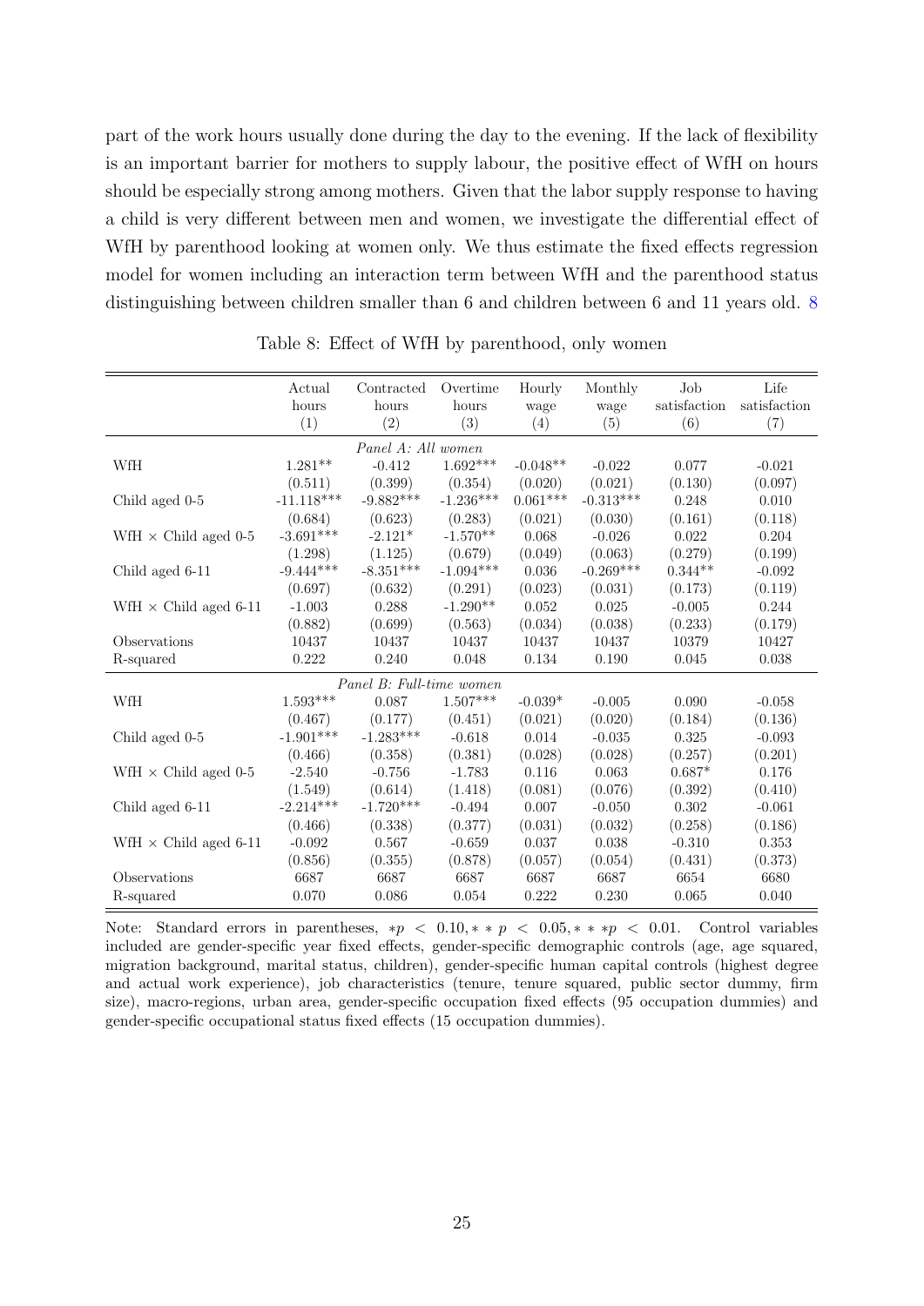part of the work hours usually done during the day to the evening. If the lack of flexibility is an important barrier for mothers to supply labour, the positive effect of WfH on hours should be especially strong among mothers. Given that the labor supply response to having a child is very different between men and women, we investigate the differential effect of WfH by parenthood looking at women only. We thus estimate the fixed effects regression model for women including an interaction term between WfH and the parenthood status distinguishing between children smaller than 6 and children between 6 and 11 years old. 8

Table 8: Effect of WfH by parenthood, only women

| | Actual hours (1) | Contracted hours (2) | Overtime hours (3) | Hourly wage (4) | Monthly wage (5) | Job satisfaction (6) | Life satisfaction (7) |
|---|---|---|---|---|---|---|---|
| *Panel A: All women* | | | | | | | |
| WfH | 1.281** | -0.412 | 1.692*** | -0.048** | -0.022 | 0.077 | -0.021 |
| | (0.511) | (0.399) | (0.354) | (0.020) | (0.021) | (0.130) | (0.097) |
| Child aged 0-5 | -11.118*** | -9.882*** | -1.236*** | 0.061*** | -0.313*** | 0.248 | 0.010 |
| | (0.684) | (0.623) | (0.283) | (0.021) | (0.030) | (0.161) | (0.118) |
| WfH × Child aged 0-5 | -3.691*** | -2.121* | -1.570** | 0.068 | -0.026 | 0.022 | 0.204 |
| | (1.298) | (1.125) | (0.679) | (0.049) | (0.063) | (0.279) | (0.199) |
| Child aged 6-11 | -9.444*** | -8.351*** | -1.094*** | 0.036 | -0.269*** | 0.344** | -0.092 |
| | (0.697) | (0.632) | (0.291) | (0.023) | (0.031) | (0.173) | (0.119) |
| WfH × Child aged 6-11 | -1.003 | 0.288 | -1.290** | 0.052 | 0.025 | -0.005 | 0.244 |
| | (0.882) | (0.699) | (0.563) | (0.034) | (0.038) | (0.233) | (0.179) |
| Observations | 10437 | 10437 | 10437 | 10437 | 10437 | 10379 | 10427 |
| R-squared | 0.222 | 0.240 | 0.048 | 0.134 | 0.190 | 0.045 | 0.038 |
| *Panel B: Full-time women* | | | | | | | |
| WfH | 1.593*** | 0.087 | 1.507*** | -0.039* | -0.005 | 0.090 | -0.058 |
| | (0.467) | (0.177) | (0.451) | (0.021) | (0.020) | (0.184) | (0.136) |
| Child aged 0-5 | -1.901*** | -1.283*** | -0.618 | 0.014 | -0.035 | 0.325 | -0.093 |
| | (0.466) | (0.358) | (0.381) | (0.028) | (0.028) | (0.257) | (0.201) |
| WfH × Child aged 0-5 | -2.540 | -0.756 | -1.783 | 0.116 | 0.063 | 0.687* | 0.176 |
| | (1.549) | (0.614) | (1.418) | (0.081) | (0.076) | (0.392) | (0.410) |
| Child aged 6-11 | -2.214*** | -1.720*** | -0.494 | 0.007 | -0.050 | 0.302 | -0.061 |
| | (0.466) | (0.338) | (0.377) | (0.031) | (0.032) | (0.258) | (0.186) |
| WfH × Child aged 6-11 | -0.092 | 0.567 | -0.659 | 0.037 | 0.038 | -0.310 | 0.353 |
| | (0.856) | (0.355) | (0.878) | (0.057) | (0.054) | (0.431) | (0.373) |
| Observations | 6687 | 6687 | 6687 | 6687 | 6687 | 6654 | 6680 |
| R-squared | 0.070 | 0.086 | 0.054 | 0.222 | 0.230 | 0.065 | 0.040 |

Note: Standard errors in parentheses, $*p < 0.10, **p < 0.05, ***p < 0.01$. Control variables included are gender-specific year fixed effects, gender-specific demographic controls (age, age squared, migration background, marital status, children), gender-specific human capital controls (highest degree and actual work experience), job characteristics (tenure, tenure squared, public sector dummy, firm size), macro-regions, urban area, gender-specific occupation fixed effects (95 occupation dummies) and gender-specific occupational status fixed effects (15 occupation dummies).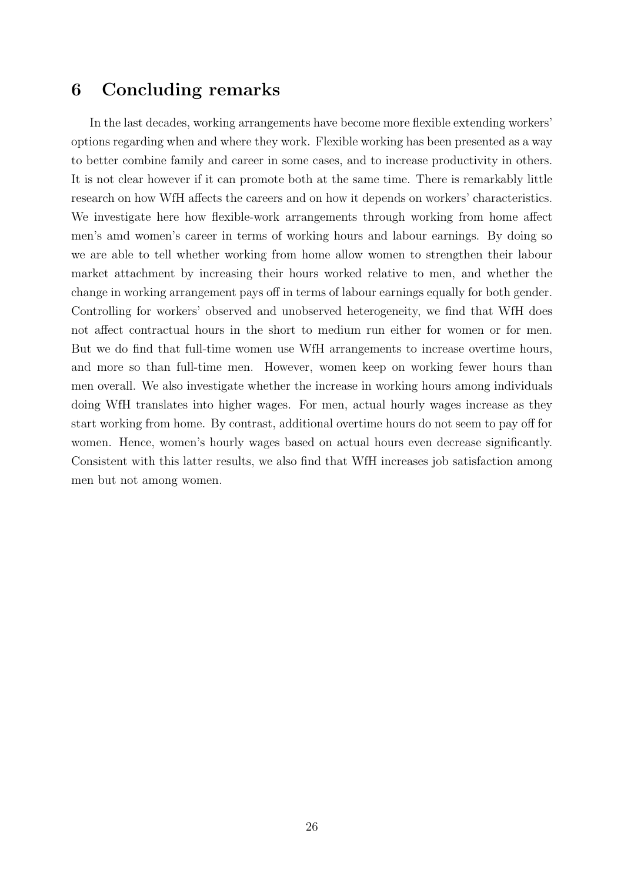## 6 Concluding remarks

In the last decades, working arrangements have become more flexible extending workers' options regarding when and where they work. Flexible working has been presented as a way to better combine family and career in some cases, and to increase productivity in others. It is not clear however if it can promote both at the same time. There is remarkably little research on how WfH affects the careers and on how it depends on workers' characteristics. We investigate here how flexible-work arrangements through working from home affect men's amd women's career in terms of working hours and labour earnings. By doing so we are able to tell whether working from home allow women to strengthen their labour market attachment by increasing their hours worked relative to men, and whether the change in working arrangement pays off in terms of labour earnings equally for both gender. Controlling for workers' observed and unobserved heterogeneity, we find that WfH does not affect contractual hours in the short to medium run either for women or for men. But we do find that full-time women use WfH arrangements to increase overtime hours, and more so than full-time men. However, women keep on working fewer hours than men overall. We also investigate whether the increase in working hours among individuals doing WfH translates into higher wages. For men, actual hourly wages increase as they start working from home. By contrast, additional overtime hours do not seem to pay off for women. Hence, women's hourly wages based on actual hours even decrease significantly. Consistent with this latter results, we also find that WfH increases job satisfaction among men but not among women.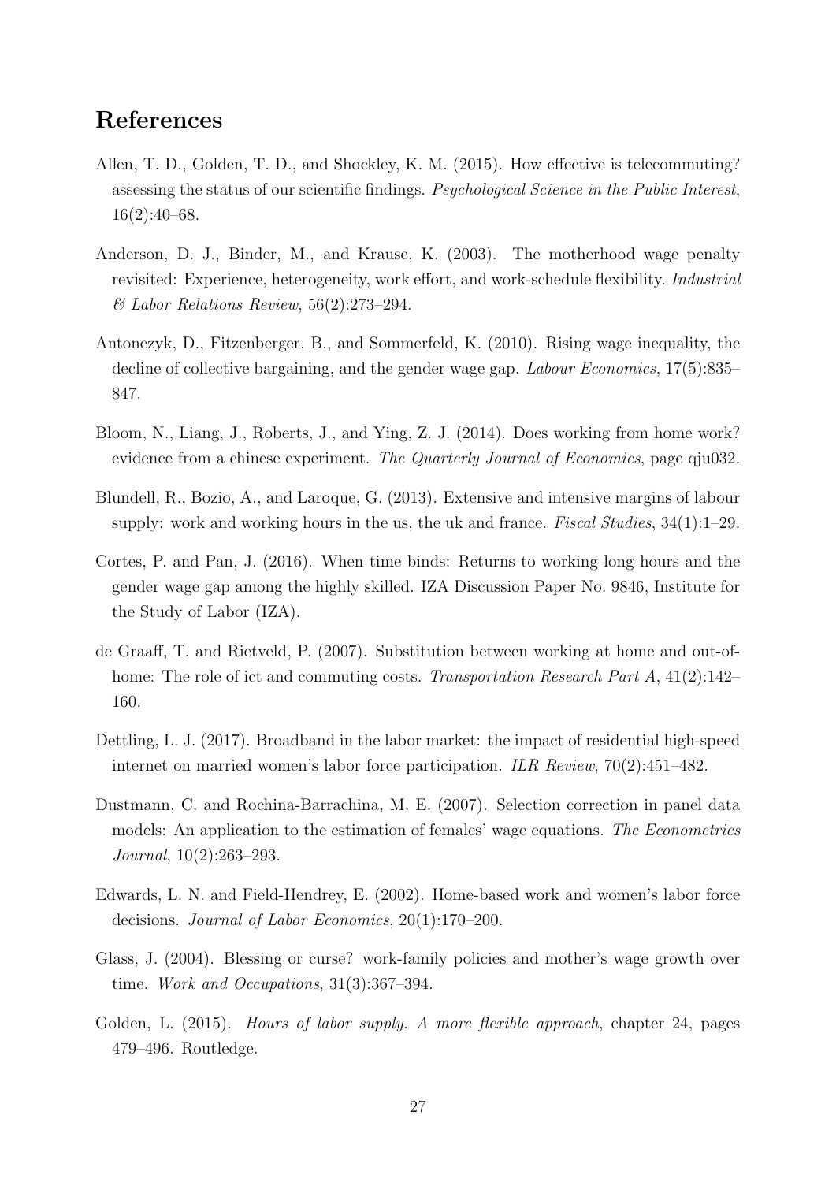## References

Allen, T. D., Golden, T. D., and Shockley, K. M. (2015). How effective is telecommuting? assessing the status of our scientific findings. *Psychological Science in the Public Interest*, 16(2):40–68.

Anderson, D. J., Binder, M., and Krause, K. (2003). The motherhood wage penalty revisited: Experience, heterogeneity, work effort, and work-schedule flexibility. *Industrial & Labor Relations Review*, 56(2):273–294.

Antonczyk, D., Fitzenberger, B., and Sommerfeld, K. (2010). Rising wage inequality, the decline of collective bargaining, and the gender wage gap. *Labour Economics*, 17(5):835–847.

Bloom, N., Liang, J., Roberts, J., and Ying, Z. J. (2014). Does working from home work? evidence from a chinese experiment. *The Quarterly Journal of Economics*, page qju032.

Blundell, R., Bozio, A., and Laroque, G. (2013). Extensive and intensive margins of labour supply: work and working hours in the us, the uk and france. *Fiscal Studies*, 34(1):1–29.

Cortes, P. and Pan, J. (2016). When time binds: Returns to working long hours and the gender wage gap among the highly skilled. IZA Discussion Paper No. 9846, Institute for the Study of Labor (IZA).

de Graaff, T. and Rietveld, P. (2007). Substitution between working at home and out-of-home: The role of ict and commuting costs. *Transportation Research Part A*, 41(2):142–160.

Dettling, L. J. (2017). Broadband in the labor market: the impact of residential high-speed internet on married women's labor force participation. *ILR Review*, 70(2):451–482.

Dustmann, C. and Rochina-Barrachina, M. E. (2007). Selection correction in panel data models: An application to the estimation of females' wage equations. *The Econometrics Journal*, 10(2):263–293.

Edwards, L. N. and Field-Hendrey, E. (2002). Home-based work and women's labor force decisions. *Journal of Labor Economics*, 20(1):170–200.

Glass, J. (2004). Blessing or curse? work-family policies and mother's wage growth over time. *Work and Occupations*, 31(3):367–394.

Golden, L. (2015). *Hours of labor supply. A more flexible approach*, chapter 24, pages 479–496. Routledge.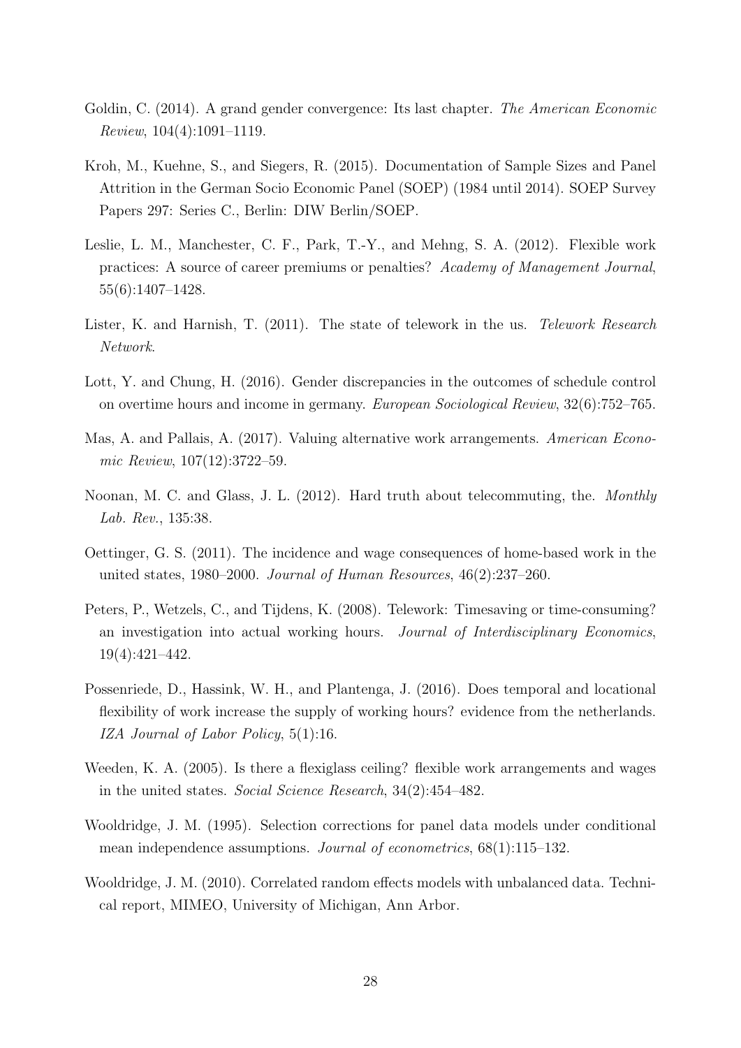Goldin, C. (2014). A grand gender convergence: Its last chapter. *The American Economic Review*, 104(4):1091–1119.

Kroh, M., Kuehne, S., and Siegers, R. (2015). Documentation of Sample Sizes and Panel Attrition in the German Socio Economic Panel (SOEP) (1984 until 2014). SOEP Survey Papers 297: Series C., Berlin: DIW Berlin/SOEP.

Leslie, L. M., Manchester, C. F., Park, T.-Y., and Mehng, S. A. (2012). Flexible work practices: A source of career premiums or penalties? *Academy of Management Journal*, 55(6):1407–1428.

Lister, K. and Harnish, T. (2011). The state of telework in the us. *Telework Research Network*.

Lott, Y. and Chung, H. (2016). Gender discrepancies in the outcomes of schedule control on overtime hours and income in germany. *European Sociological Review*, 32(6):752–765.

Mas, A. and Pallais, A. (2017). Valuing alternative work arrangements. *American Economic Review*, 107(12):3722–59.

Noonan, M. C. and Glass, J. L. (2012). Hard truth about telecommuting, the. *Monthly Lab. Rev.*, 135:38.

Oettinger, G. S. (2011). The incidence and wage consequences of home-based work in the united states, 1980–2000. *Journal of Human Resources*, 46(2):237–260.

Peters, P., Wetzels, C., and Tijdens, K. (2008). Telework: Timesaving or time-consuming? an investigation into actual working hours. *Journal of Interdisciplinary Economics*, 19(4):421–442.

Possenriede, D., Hassink, W. H., and Plantenga, J. (2016). Does temporal and locational flexibility of work increase the supply of working hours? evidence from the netherlands. *IZA Journal of Labor Policy*, 5(1):16.

Weeden, K. A. (2005). Is there a flexiglass ceiling? flexible work arrangements and wages in the united states. *Social Science Research*, 34(2):454–482.

Wooldridge, J. M. (1995). Selection corrections for panel data models under conditional mean independence assumptions. *Journal of econometrics*, 68(1):115–132.

Wooldridge, J. M. (2010). Correlated random effects models with unbalanced data. Technical report, MIMEO, University of Michigan, Ann Arbor.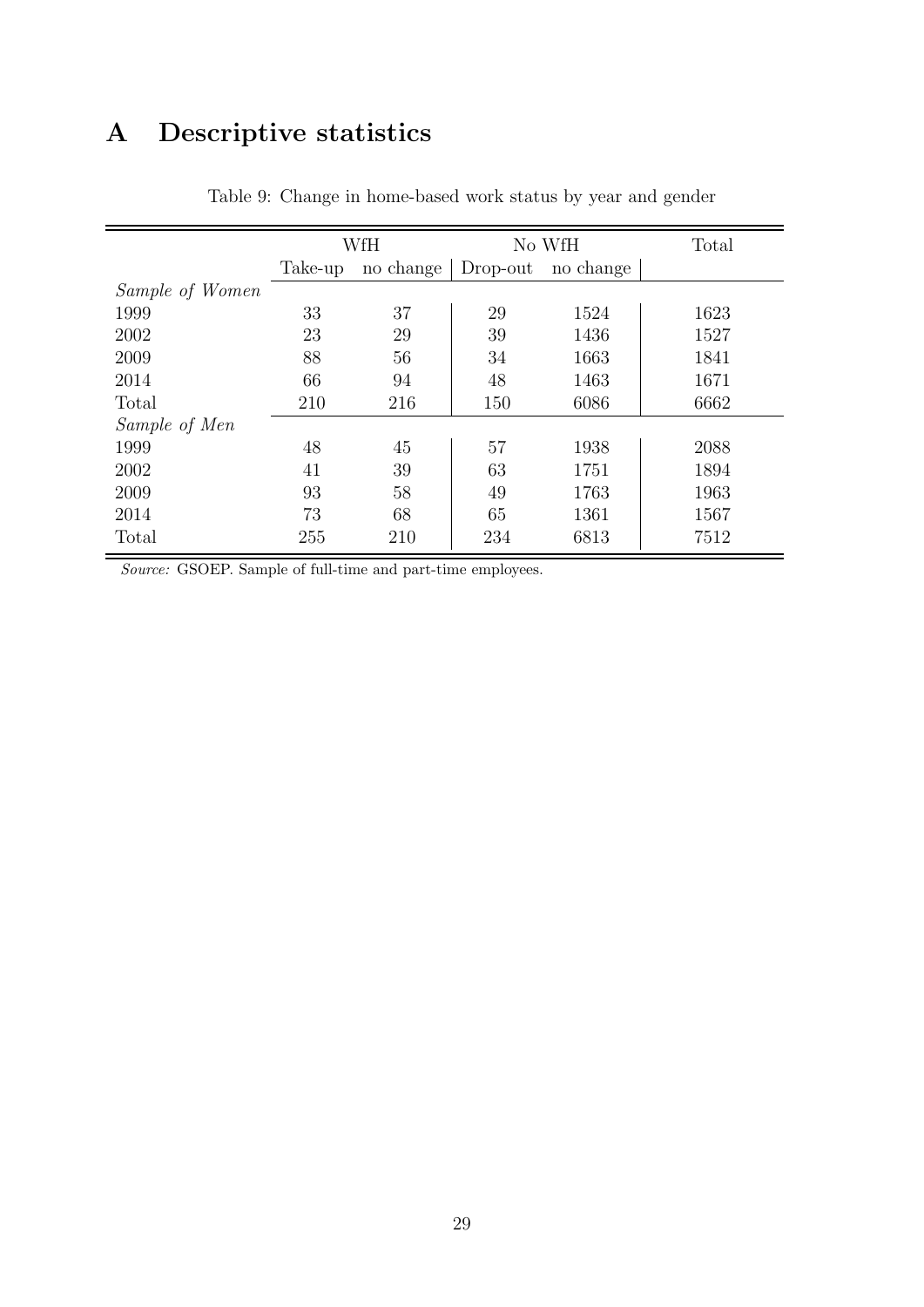# A Descriptive statistics

Table 9: Change in home-based work status by year and gender

| | WfH | | No WfH | | Total |
|---|---|---|---|---|---|
| | Take-up | no change | Drop-out | no change | |
| *Sample of Women* | | | | | |
| 1999 | 33 | 37 | 29 | 1524 | 1623 |
| 2002 | 23 | 29 | 39 | 1436 | 1527 |
| 2009 | 88 | 56 | 34 | 1663 | 1841 |
| 2014 | 66 | 94 | 48 | 1463 | 1671 |
| Total | 210 | 216 | 150 | 6086 | 6662 |
| *Sample of Men* | | | | | |
| 1999 | 48 | 45 | 57 | 1938 | 2088 |
| 2002 | 41 | 39 | 63 | 1751 | 1894 |
| 2009 | 93 | 58 | 49 | 1763 | 1963 |
| 2014 | 73 | 68 | 65 | 1361 | 1567 |
| Total | 255 | 210 | 234 | 6813 | 7512 |

*Source:* GSOEP. Sample of full-time and part-time employees.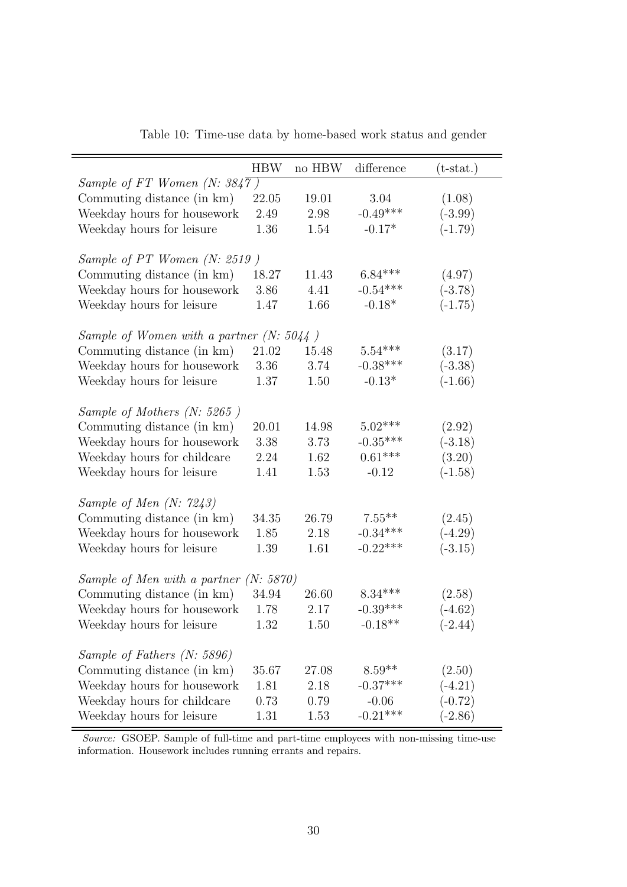Table 10: Time-use data by home-based work status and gender

| | HBW | no HBW | difference | (t-stat.) |
|---|---|---|---|---|
| *Sample of FT Women (N: 3847 )* | | | | |
| Commuting distance (in km) | 22.05 | 19.01 | 3.04 | (1.08) |
| Weekday hours for housework | 2.49 | 2.98 | -0.49*** | (-3.99) |
| Weekday hours for leisure | 1.36 | 1.54 | -0.17* | (-1.79) |
| *Sample of PT Women (N: 2519 )* | | | | |
| Commuting distance (in km) | 18.27 | 11.43 | 6.84*** | (4.97) |
| Weekday hours for housework | 3.86 | 4.41 | -0.54*** | (-3.78) |
| Weekday hours for leisure | 1.47 | 1.66 | -0.18* | (-1.75) |
| *Sample of Women with a partner (N: 5044 )* | | | | |
| Commuting distance (in km) | 21.02 | 15.48 | 5.54*** | (3.17) |
| Weekday hours for housework | 3.36 | 3.74 | -0.38*** | (-3.38) |
| Weekday hours for leisure | 1.37 | 1.50 | -0.13* | (-1.66) |
| *Sample of Mothers (N: 5265 )* | | | | |
| Commuting distance (in km) | 20.01 | 14.98 | 5.02*** | (2.92) |
| Weekday hours for housework | 3.38 | 3.73 | -0.35*** | (-3.18) |
| Weekday hours for childcare | 2.24 | 1.62 | 0.61*** | (3.20) |
| Weekday hours for leisure | 1.41 | 1.53 | -0.12 | (-1.58) |
| *Sample of Men (N: 7243)* | | | | |
| Commuting distance (in km) | 34.35 | 26.79 | 7.55** | (2.45) |
| Weekday hours for housework | 1.85 | 2.18 | -0.34*** | (-4.29) |
| Weekday hours for leisure | 1.39 | 1.61 | -0.22*** | (-3.15) |
| *Sample of Men with a partner (N: 5870)* | | | | |
| Commuting distance (in km) | 34.94 | 26.60 | 8.34*** | (2.58) |
| Weekday hours for housework | 1.78 | 2.17 | -0.39*** | (-4.62) |
| Weekday hours for leisure | 1.32 | 1.50 | -0.18** | (-2.44) |
| *Sample of Fathers (N: 5896)* | | | | |
| Commuting distance (in km) | 35.67 | 27.08 | 8.59** | (2.50) |
| Weekday hours for housework | 1.81 | 2.18 | -0.37*** | (-4.21) |
| Weekday hours for childcare | 0.73 | 0.79 | -0.06 | (-0.72) |
| Weekday hours for leisure | 1.31 | 1.53 | -0.21*** | (-2.86) |

*Source:* GSOEP. Sample of full-time and part-time employees with non-missing time-use information. Housework includes running errants and repairs.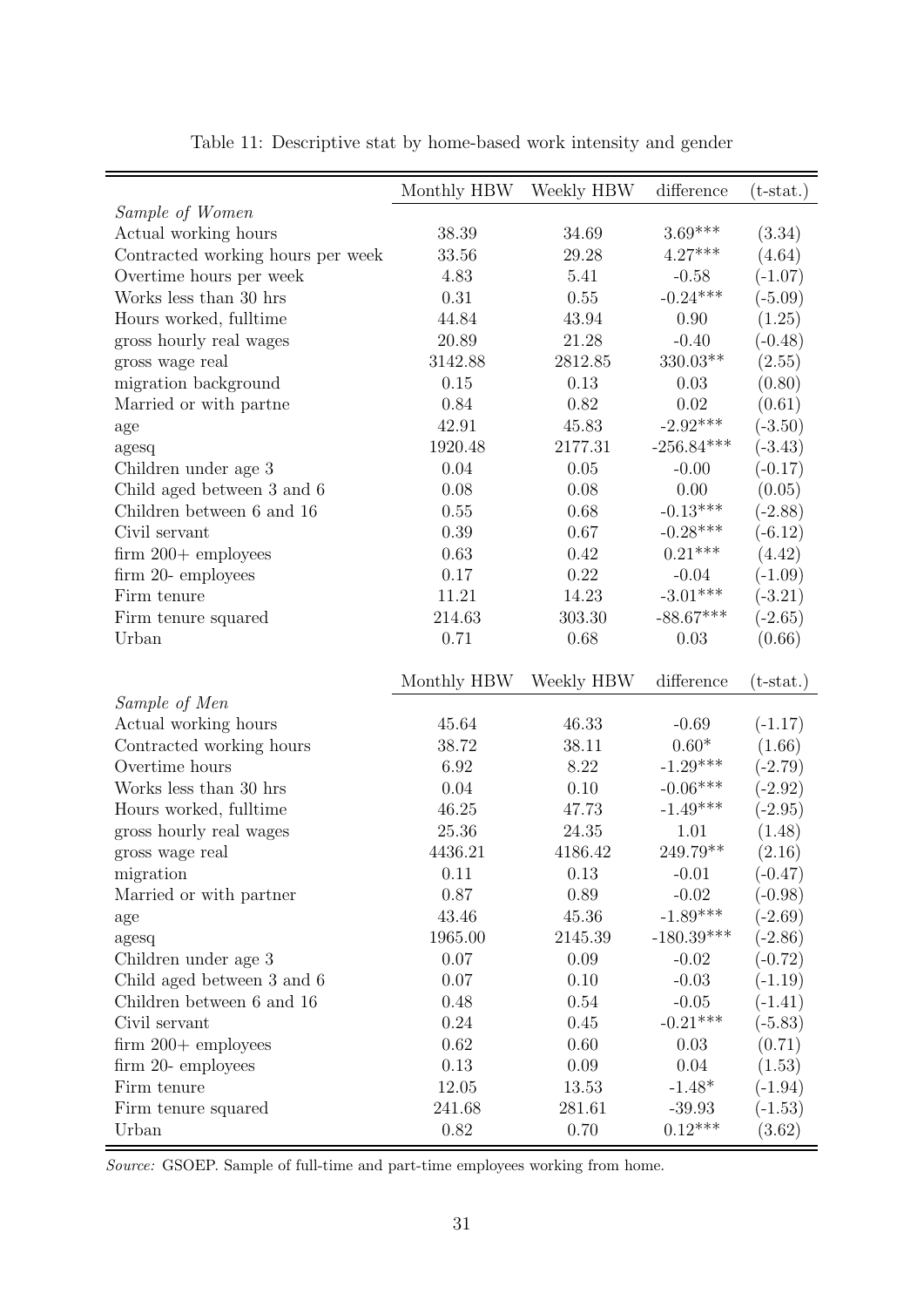Table 11: Descriptive stat by home-based work intensity and gender

| | Monthly HBW | Weekly HBW | difference | (t-stat.) |
|---|---|---|---|---|
| *Sample of Women* | | | | |
| Actual working hours | 38.39 | 34.69 | 3.69*** | (3.34) |
| Contracted working hours per week | 33.56 | 29.28 | 4.27*** | (4.64) |
| Overtime hours per week | 4.83 | 5.41 | -0.58 | (-1.07) |
| Works less than 30 hrs | 0.31 | 0.55 | -0.24*** | (-5.09) |
| Hours worked, fulltime | 44.84 | 43.94 | 0.90 | (1.25) |
| gross hourly real wages | 20.89 | 21.28 | -0.40 | (-0.48) |
| gross wage real | 3142.88 | 2812.85 | 330.03** | (2.55) |
| migration background | 0.15 | 0.13 | 0.03 | (0.80) |
| Married or with partne | 0.84 | 0.82 | 0.02 | (0.61) |
| age | 42.91 | 45.83 | -2.92*** | (-3.50) |
| agesq | 1920.48 | 2177.31 | -256.84*** | (-3.43) |
| Children under age 3 | 0.04 | 0.05 | -0.00 | (-0.17) |
| Child aged between 3 and 6 | 0.08 | 0.08 | 0.00 | (0.05) |
| Children between 6 and 16 | 0.55 | 0.68 | -0.13*** | (-2.88) |
| Civil servant | 0.39 | 0.67 | -0.28*** | (-6.12) |
| firm 200+ employees | 0.63 | 0.42 | 0.21*** | (4.42) |
| firm 20- employees | 0.17 | 0.22 | -0.04 | (-1.09) |
| Firm tenure | 11.21 | 14.23 | -3.01*** | (-3.21) |
| Firm tenure squared | 214.63 | 303.30 | -88.67*** | (-2.65) |
| Urban | 0.71 | 0.68 | 0.03 | (0.66) |
| | Monthly HBW | Weekly HBW | difference | (t-stat.) |
| *Sample of Men* | | | | |
| Actual working hours | 45.64 | 46.33 | -0.69 | (-1.17) |
| Contracted working hours | 38.72 | 38.11 | 0.60* | (1.66) |
| Overtime hours | 6.92 | 8.22 | -1.29*** | (-2.79) |
| Works less than 30 hrs | 0.04 | 0.10 | -0.06*** | (-2.92) |
| Hours worked, fulltime | 46.25 | 47.73 | -1.49*** | (-2.95) |
| gross hourly real wages | 25.36 | 24.35 | 1.01 | (1.48) |
| gross wage real | 4436.21 | 4186.42 | 249.79** | (2.16) |
| migration | 0.11 | 0.13 | -0.01 | (-0.47) |
| Married or with partner | 0.87 | 0.89 | -0.02 | (-0.98) |
| age | 43.46 | 45.36 | -1.89*** | (-2.69) |
| agesq | 1965.00 | 2145.39 | -180.39*** | (-2.86) |
| Children under age 3 | 0.07 | 0.09 | -0.02 | (-0.72) |
| Child aged between 3 and 6 | 0.07 | 0.10 | -0.03 | (-1.19) |
| Children between 6 and 16 | 0.48 | 0.54 | -0.05 | (-1.41) |
| Civil servant | 0.24 | 0.45 | -0.21*** | (-5.83) |
| firm 200+ employees | 0.62 | 0.60 | 0.03 | (0.71) |
| firm 20- employees | 0.13 | 0.09 | 0.04 | (1.53) |
| Firm tenure | 12.05 | 13.53 | -1.48* | (-1.94) |
| Firm tenure squared | 241.68 | 281.61 | -39.93 | (-1.53) |
| Urban | 0.82 | 0.70 | 0.12*** | (3.62) |

*Source:* GSOEP. Sample of full-time and part-time employees working from home.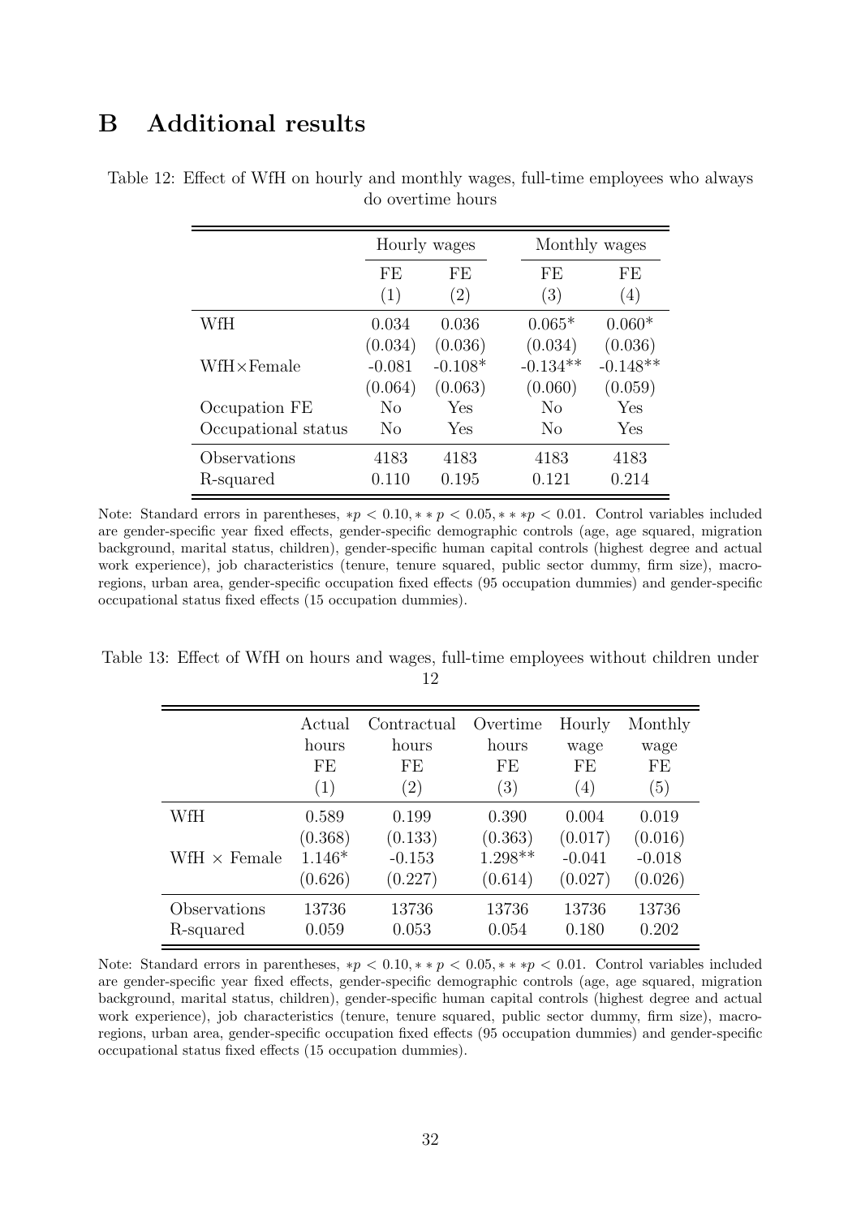# B Additional results

Table 12: Effect of WfH on hourly and monthly wages, full-time employees who always do overtime hours

| | Hourly wages | | Monthly wages | |
|---|---|---|---|---|
| | FE | FE | FE | FE |
| | (1) | (2) | (3) | (4) |
| WfH | 0.034 | 0.036 | 0.065* | 0.060* |
| | (0.034) | (0.036) | (0.034) | (0.036) |
| WfH×Female | -0.081 | -0.108* | -0.134** | -0.148** |
| | (0.064) | (0.063) | (0.060) | (0.059) |
| Occupation FE | No | Yes | No | Yes |
| Occupational status | No | Yes | No | Yes |
| Observations | 4183 | 4183 | 4183 | 4183 |
| R-squared | 0.110 | 0.195 | 0.121 | 0.214 |

Note: Standard errors in parentheses, $*p < 0.10, **p < 0.05, ***p < 0.01$. Control variables included are gender-specific year fixed effects, gender-specific demographic controls (age, age squared, migration background, marital status, children), gender-specific human capital controls (highest degree and actual work experience), job characteristics (tenure, tenure squared, public sector dummy, firm size), macro-regions, urban area, gender-specific occupation fixed effects (95 occupation dummies) and gender-specific occupational status fixed effects (15 occupation dummies).

Table 13: Effect of WfH on hours and wages, full-time employees without children under 12

| | Actual hours | Contractual hours | Overtime hours | Hourly wage | Monthly wage |
|---|---|---|---|---|---|
| | FE | FE | FE | FE | FE |
| | (1) | (2) | (3) | (4) | (5) |
| WfH | 0.589 | 0.199 | 0.390 | 0.004 | 0.019 |
| | (0.368) | (0.133) | (0.363) | (0.017) | (0.016) |
| WfH × Female | 1.146* | -0.153 | 1.298** | -0.041 | -0.018 |
| | (0.626) | (0.227) | (0.614) | (0.027) | (0.026) |
| Observations | 13736 | 13736 | 13736 | 13736 | 13736 |
| R-squared | 0.059 | 0.053 | 0.054 | 0.180 | 0.202 |

Note: Standard errors in parentheses, $*p < 0.10, **p < 0.05, ***p < 0.01$. Control variables included are gender-specific year fixed effects, gender-specific demographic controls (age, age squared, migration background, marital status, children), gender-specific human capital controls (highest degree and actual work experience), job characteristics (tenure, tenure squared, public sector dummy, firm size), macro-regions, urban area, gender-specific occupation fixed effects (95 occupation dummies) and gender-specific occupational status fixed effects (15 occupation dummies).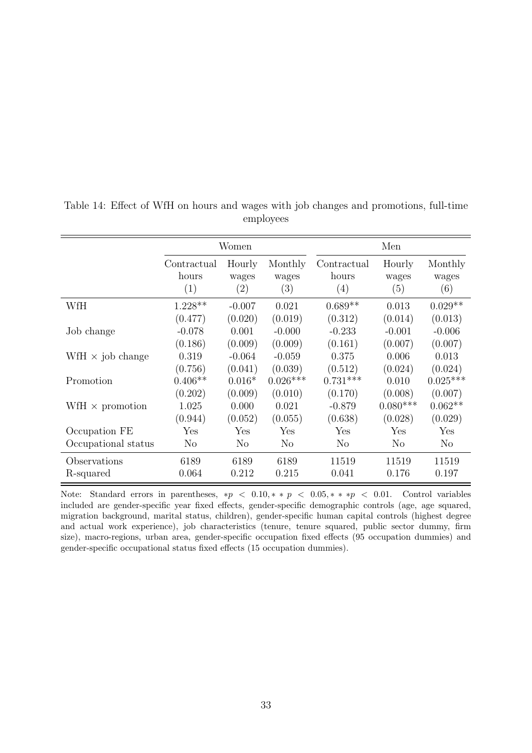Table 14: Effect of WfH on hours and wages with job changes and promotions, full-time employees

| | Women | | | Men | | |
|---|---|---|---|---|---|---|
| | Contractual hours (1) | Hourly wages (2) | Monthly wages (3) | Contractual hours (4) | Hourly wages (5) | Monthly wages (6) |
| WfH | 1.228** | -0.007 | 0.021 | 0.689** | 0.013 | 0.029** |
| | (0.477) | (0.020) | (0.019) | (0.312) | (0.014) | (0.013) |
| Job change | -0.078 | 0.001 | -0.000 | -0.233 | -0.001 | -0.006 |
| | (0.186) | (0.009) | (0.009) | (0.161) | (0.007) | (0.007) |
| WfH × job change | 0.319 | -0.064 | -0.059 | 0.375 | 0.006 | 0.013 |
| | (0.756) | (0.041) | (0.039) | (0.512) | (0.024) | (0.024) |
| Promotion | 0.406** | 0.016* | 0.026*** | 0.731*** | 0.010 | 0.025*** |
| | (0.202) | (0.009) | (0.010) | (0.170) | (0.008) | (0.007) |
| WfH × promotion | 1.025 | 0.000 | 0.021 | -0.879 | 0.080*** | 0.062** |
| | (0.944) | (0.052) | (0.055) | (0.638) | (0.028) | (0.029) |
| Occupation FE | Yes | Yes | Yes | Yes | Yes | Yes |
| Occupational status | No | No | No | No | No | No |
| Observations | 6189 | 6189 | 6189 | 11519 | 11519 | 11519 |
| R-squared | 0.064 | 0.212 | 0.215 | 0.041 | 0.176 | 0.197 |

Note: Standard errors in parentheses, $*p < 0.10, **p < 0.05, ***p < 0.01$. Control variables included are gender-specific year fixed effects, gender-specific demographic controls (age, age squared, migration background, marital status, children), gender-specific human capital controls (highest degree and actual work experience), job characteristics (tenure, tenure squared, public sector dummy, firm size), macro-regions, urban area, gender-specific occupation fixed effects (95 occupation dummies) and gender-specific occupational status fixed effects (15 occupation dummies).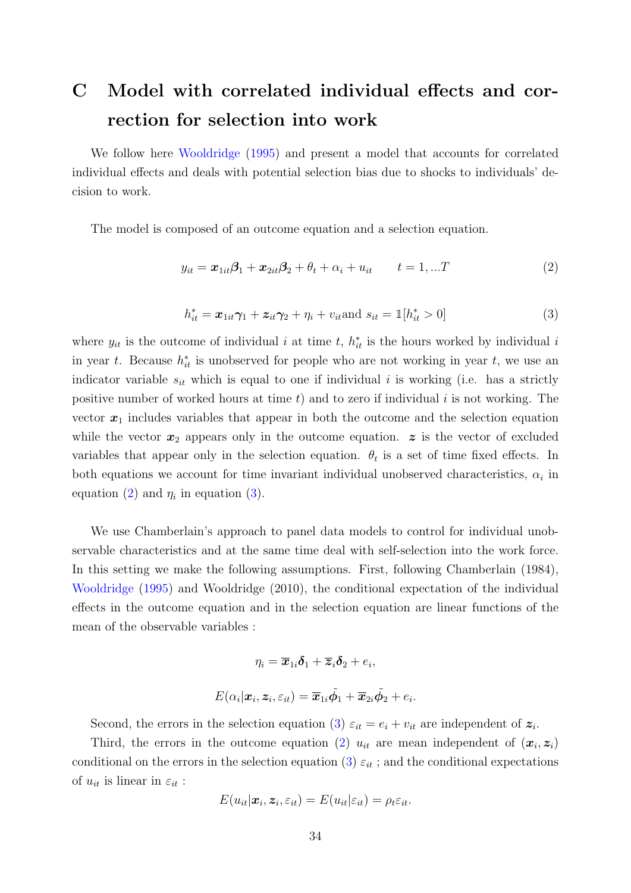# C Model with correlated individual effects and correction for selection into work

We follow here Wooldridge (1995) and present a model that accounts for correlated individual effects and deals with potential selection bias due to shocks to individuals' decision to work.

The model is composed of an outcome equation and a selection equation.

$$y_{it} = \boldsymbol{x}_{1it}\boldsymbol{\beta}_1 + \boldsymbol{x}_{2it}\boldsymbol{\beta}_2 + \theta_t + \alpha_i + u_{it} \qquad t = 1, ...T \tag{2}$$

$$h^*_{it} = \boldsymbol{x}_{1it}\boldsymbol{\gamma}_1 + \boldsymbol{z}_{it}\boldsymbol{\gamma}_2 + \eta_i + v_{it}\text{and } s_{it} = \mathbb{1}[h^*_{it} > 0] \tag{3}$$

where $y_{it}$ is the outcome of individual $i$ at time $t$, $h^*_{it}$ is the hours worked by individual $i$ in year $t$. Because $h^*_{it}$ is unobserved for people who are not working in year $t$, we use an indicator variable $s_{it}$ which is equal to one if individual $i$ is working (i.e. has a strictly positive number of worked hours at time $t$) and to zero if individual $i$ is not working. The vector $\boldsymbol{x}_1$ includes variables that appear in both the outcome and the selection equation while the vector $\boldsymbol{x}_2$ appears only in the outcome equation. $\boldsymbol{z}$ is the vector of excluded variables that appear only in the selection equation. $\theta_t$ is a set of time fixed effects. In both equations we account for time invariant individual unobserved characteristics, $\alpha_i$ in equation (2) and $\eta_i$ in equation (3).

We use Chamberlain's approach to panel data models to control for individual unobservable characteristics and at the same time deal with self-selection into the work force. In this setting we make the following assumptions. First, following Chamberlain (1984), Wooldridge (1995) and Wooldridge (2010), the conditional expectation of the individual effects in the outcome equation and in the selection equation are linear functions of the mean of the observable variables :

$$\eta_i = \overline{\boldsymbol{x}}_{1i}\boldsymbol{\delta}_1 + \overline{\boldsymbol{z}}_i\boldsymbol{\delta}_2 + e_i,$$

$$E(\alpha_i|\boldsymbol{x}_i, \boldsymbol{z}_i, \varepsilon_{it}) = \overline{\boldsymbol{x}}_{1i}\tilde{\boldsymbol{\phi}}_1 + \overline{\boldsymbol{x}}_{2i}\tilde{\boldsymbol{\phi}}_2 + e_i.$$

Second, the errors in the selection equation (3) $\varepsilon_{it} = e_i + v_{it}$ are independent of $\boldsymbol{z}_i$.

Third, the errors in the outcome equation (2) $u_{it}$ are mean independent of $(\boldsymbol{x}_i, \boldsymbol{z}_i)$ conditional on the errors in the selection equation (3) $\varepsilon_{it}$ ; and the conditional expectations of $u_{it}$ is linear in $\varepsilon_{it}$ :

$$E(u_{it}|\boldsymbol{x}_i, \boldsymbol{z}_i, \varepsilon_{it}) = E(u_{it}|\varepsilon_{it}) = \rho_t\varepsilon_{it}.$$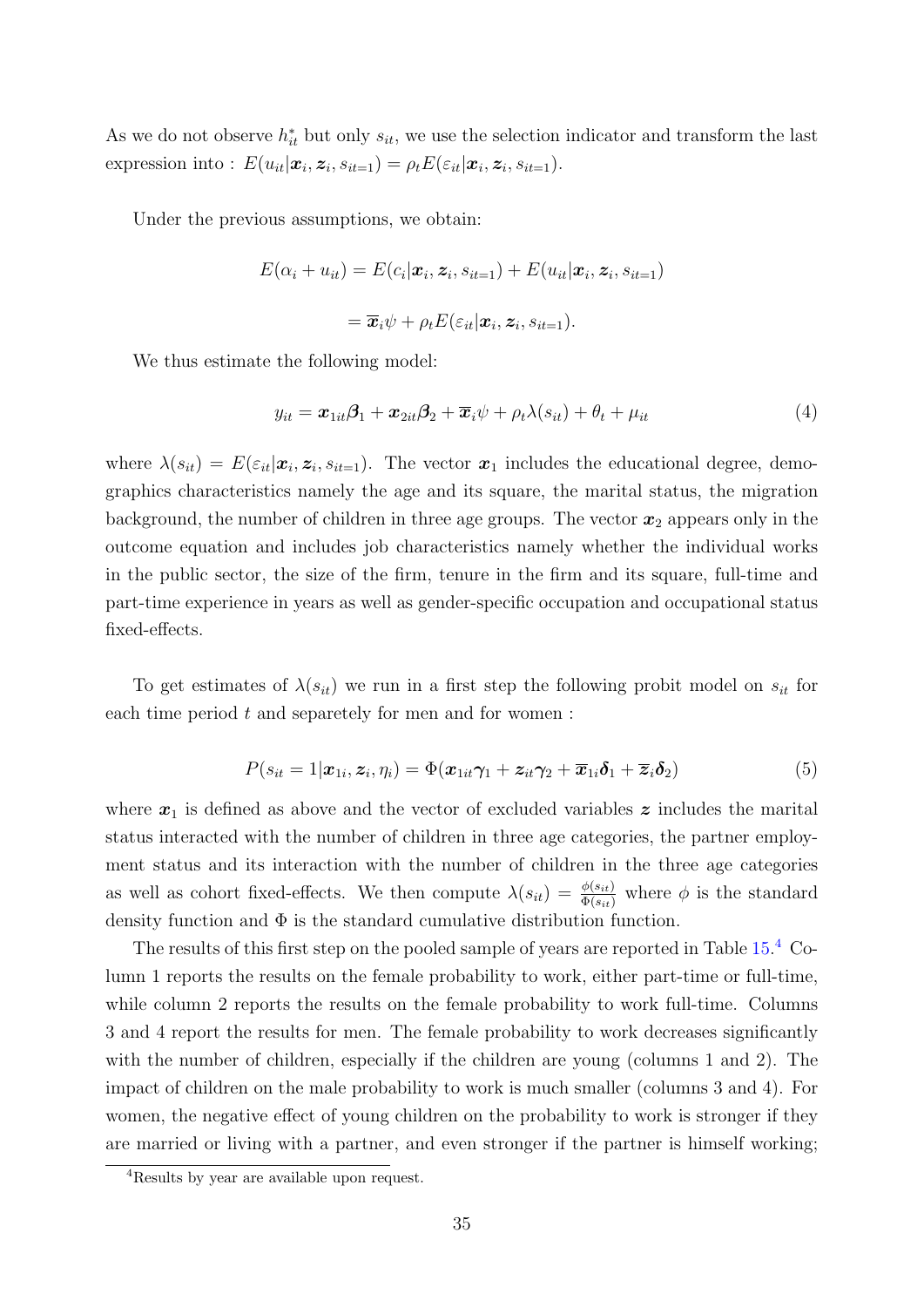As we do not observe $h^*_{it}$ but only $s_{it}$, we use the selection indicator and transform the last expression into : $E(u_{it}|\boldsymbol{x}_i, \boldsymbol{z}_i, s_{it=1}) = \rho_t E(\varepsilon_{it}|\boldsymbol{x}_i, \boldsymbol{z}_i, s_{it=1})$.

Under the previous assumptions, we obtain:

$$E(\alpha_i + u_{it}) = E(c_i|\boldsymbol{x}_i, \boldsymbol{z}_i, s_{it=1}) + E(u_{it}|\boldsymbol{x}_i, \boldsymbol{z}_i, s_{it=1})$$

$$= \overline{\boldsymbol{x}}_i\psi + \rho_t E(\varepsilon_{it}|\boldsymbol{x}_i, \boldsymbol{z}_i, s_{it=1}).$$

We thus estimate the following model:

$$y_{it} = \boldsymbol{x}_{1it}\boldsymbol{\beta}_1 + \boldsymbol{x}_{2it}\boldsymbol{\beta}_2 + \overline{\boldsymbol{x}}_i\psi + \rho_t\lambda(s_{it}) + \theta_t + \mu_{it} \tag{4}$$

where $\lambda(s_{it}) = E(\varepsilon_{it}|\boldsymbol{x}_i, \boldsymbol{z}_i, s_{it=1})$. The vector $\boldsymbol{x}_1$ includes the educational degree, demographics characteristics namely the age and its square, the marital status, the migration background, the number of children in three age groups. The vector $\boldsymbol{x}_2$ appears only in the outcome equation and includes job characteristics namely whether the individual works in the public sector, the size of the firm, tenure in the firm and its square, full-time and part-time experience in years as well as gender-specific occupation and occupational status fixed-effects.

To get estimates of $\lambda(s_{it})$ we run in a first step the following probit model on $s_{it}$ for each time period $t$ and separetely for men and for women :

$$P(s_{it} = 1|\boldsymbol{x}_{1i}, \boldsymbol{z}_i, \eta_i) = \Phi(\boldsymbol{x}_{1it}\boldsymbol{\gamma}_1 + \boldsymbol{z}_{it}\boldsymbol{\gamma}_2 + \overline{\boldsymbol{x}}_{1i}\boldsymbol{\delta}_1 + \overline{\boldsymbol{z}}_i\boldsymbol{\delta}_2) \tag{5}$$

where $\boldsymbol{x}_1$ is defined as above and the vector of excluded variables $\boldsymbol{z}$ includes the marital status interacted with the number of children in three age categories, the partner employment status and its interaction with the number of children in the three age categories as well as cohort fixed-effects. We then compute $\lambda(s_{it}) = \frac{\phi(s_{it})}{\Phi(s_{it})}$ where $\phi$ is the standard density function and $\Phi$ is the standard cumulative distribution function.

The results of this first step on the pooled sample of years are reported in Table 15.[4] Column 1 reports the results on the female probability to work, either part-time or full-time, while column 2 reports the results on the female probability to work full-time. Columns 3 and 4 report the results for men. The female probability to work decreases significantly with the number of children, especially if the children are young (columns 1 and 2). The impact of children on the male probability to work is much smaller (columns 3 and 4). For women, the negative effect of young children on the probability to work is stronger if they are married or living with a partner, and even stronger if the partner is himself working;

[4] Results by year are available upon request.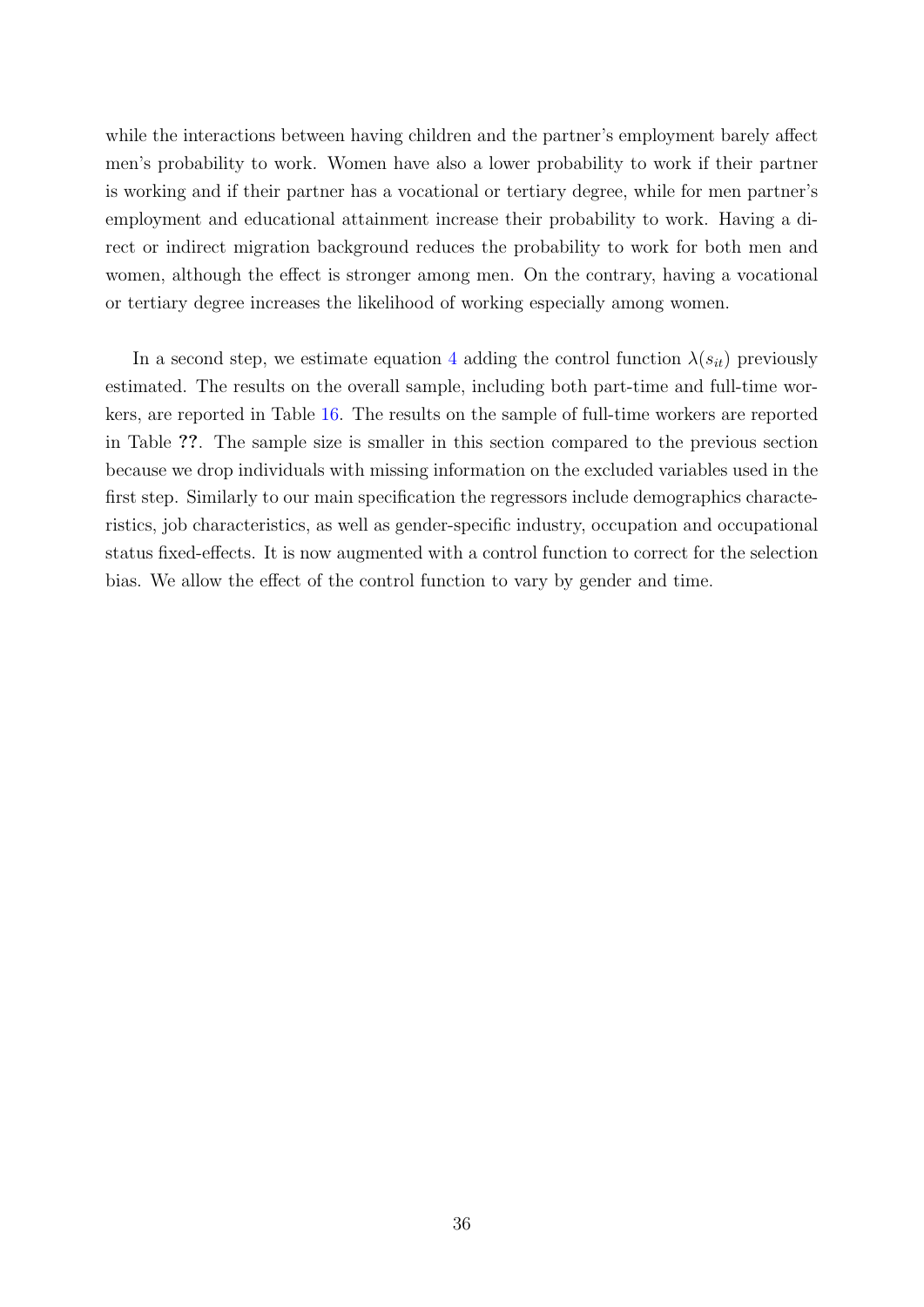while the interactions between having children and the partner's employment barely affect men's probability to work. Women have also a lower probability to work if their partner is working and if their partner has a vocational or tertiary degree, while for men partner's employment and educational attainment increase their probability to work. Having a direct or indirect migration background reduces the probability to work for both men and women, although the effect is stronger among men. On the contrary, having a vocational or tertiary degree increases the likelihood of working especially among women.

In a second step, we estimate equation 4 adding the control function $\lambda(s_{it})$ previously estimated. The results on the overall sample, including both part-time and full-time workers, are reported in Table 16. The results on the sample of full-time workers are reported in Table **??**. The sample size is smaller in this section compared to the previous section because we drop individuals with missing information on the excluded variables used in the first step. Similarly to our main specification the regressors include demographics characteristics, job characteristics, as well as gender-specific industry, occupation and occupational status fixed-effects. It is now augmented with a control function to correct for the selection bias. We allow the effect of the control function to vary by gender and time.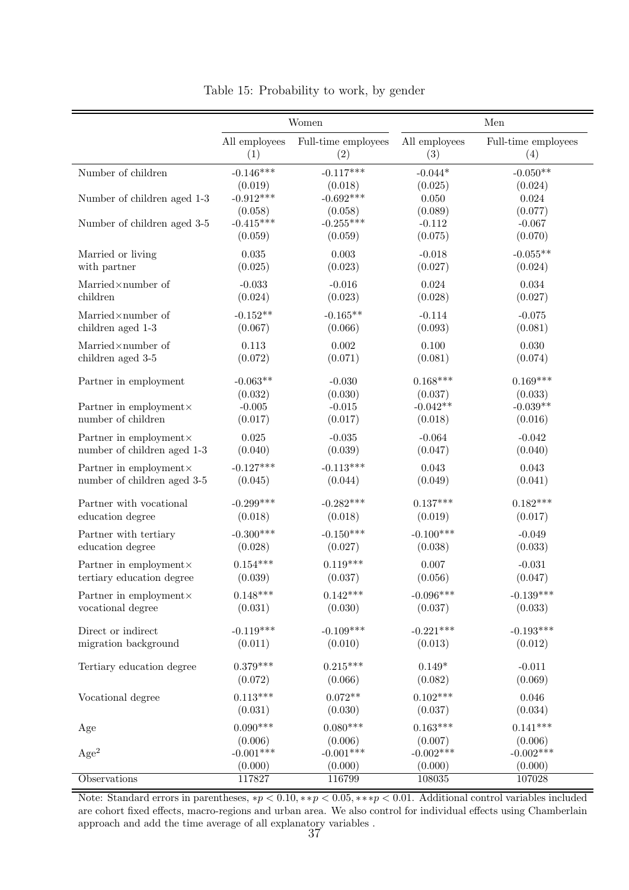Table 15: Probability to work, by gender

| | Women | | Men | |
|---|---|---|---|---|
| | All employees | Full-time employees | All employees | Full-time employees |
| | (1) | (2) | (3) | (4) |
| Number of children | -0.146*** | -0.117*** | -0.044* | -0.050** |
| | (0.019) | (0.018) | (0.025) | (0.024) |
| Number of children aged 1-3 | -0.912*** | -0.692*** | 0.050 | 0.024 |
| | (0.058) | (0.058) | (0.089) | (0.077) |
| Number of children aged 3-5 | -0.415*** | -0.255*** | -0.112 | -0.067 |
| | (0.059) | (0.059) | (0.075) | (0.070) |
| Married or living with partner | 0.035 | 0.003 | -0.018 | -0.055** |
| | (0.025) | (0.023) | (0.027) | (0.024) |
| Married×number of children | -0.033 | -0.016 | 0.024 | 0.034 |
| | (0.024) | (0.023) | (0.028) | (0.027) |
| Married×number of children aged 1-3 | -0.152** | -0.165** | -0.114 | -0.075 |
| | (0.067) | (0.066) | (0.093) | (0.081) |
| Married×number of children aged 3-5 | 0.113 | 0.002 | 0.100 | 0.030 |
| | (0.072) | (0.071) | (0.081) | (0.074) |
| Partner in employment | -0.063** | -0.030 | 0.168*** | 0.169*** |
| | (0.032) | (0.030) | (0.037) | (0.033) |
| Partner in employment× number of children | -0.005 | -0.015 | -0.042** | -0.039** |
| | (0.017) | (0.017) | (0.018) | (0.016) |
| Partner in employment× number of children aged 1-3 | 0.025 | -0.035 | -0.064 | -0.042 |
| | (0.040) | (0.039) | (0.047) | (0.040) |
| Partner in employment× number of children aged 3-5 | -0.127*** | -0.113*** | 0.043 | 0.043 |
| | (0.045) | (0.044) | (0.049) | (0.041) |
| Partner with vocational education degree | -0.299*** | -0.282*** | 0.137*** | 0.182*** |
| | (0.018) | (0.018) | (0.019) | (0.017) |
| Partner with tertiary education degree | -0.300*** | -0.150*** | -0.100*** | -0.049 |
| | (0.028) | (0.027) | (0.038) | (0.033) |
| Partner in employment× tertiary education degree | 0.154*** | 0.119*** | 0.007 | -0.031 |
| | (0.039) | (0.037) | (0.056) | (0.047) |
| Partner in employment× vocational degree | 0.148*** | 0.142*** | -0.096*** | -0.139*** |
| | (0.031) | (0.030) | (0.037) | (0.033) |
| Direct or indirect migration background | -0.119*** | -0.109*** | -0.221*** | -0.193*** |
| | (0.011) | (0.010) | (0.013) | (0.012) |
| Tertiary education degree | 0.379*** | 0.215*** | 0.149* | -0.011 |
| | (0.072) | (0.066) | (0.082) | (0.069) |
| Vocational degree | 0.113*** | 0.072** | 0.102*** | 0.046 |
| | (0.031) | (0.030) | (0.037) | (0.034) |
| Age | 0.090*** | 0.080*** | 0.163*** | 0.141*** |
| | (0.006) | (0.006) | (0.007) | (0.006) |
| $Age^2$ | -0.001*** | -0.001*** | -0.002*** | -0.002*** |
| | (0.000) | (0.000) | (0.000) | (0.000) |
| Observations | 117827 | 116799 | 108035 | 107028 |

Note: Standard errors in parentheses, $*p < 0.10, **p < 0.05, ***p < 0.01$. Additional control variables included are cohort fixed effects, macro-regions and urban area. We also control for individual effects using Chamberlain approach and add the time average of all explanatory variables .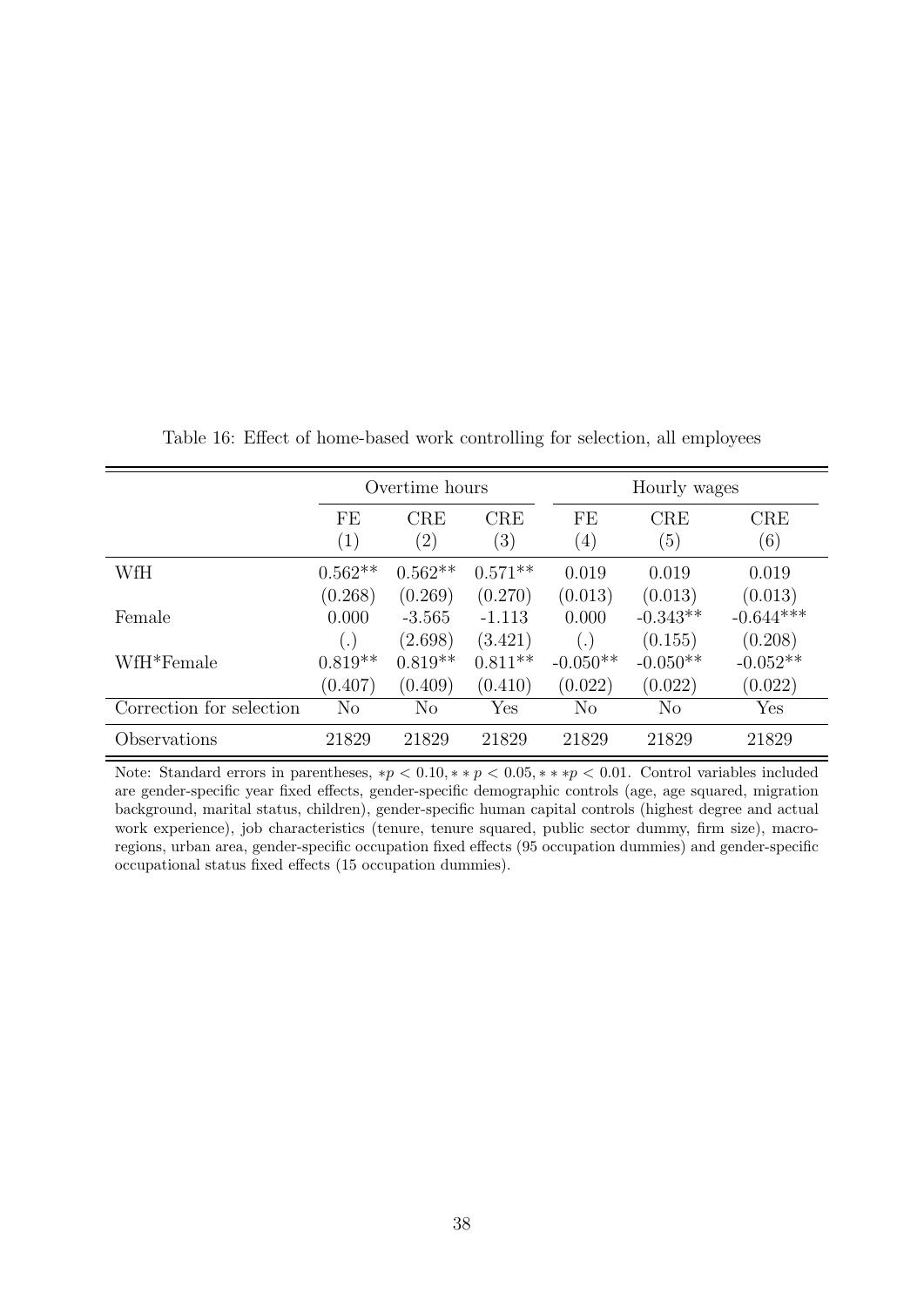Table 16: Effect of home-based work controlling for selection, all employees

| | Overtime hours | | | Hourly wages | | |
|---|---|---|---|---|---|---|
| | FE | CRE | CRE | FE | CRE | CRE |
| | (1) | (2) | (3) | (4) | (5) | (6) |
| WfH | 0.562** | 0.562** | 0.571** | 0.019 | 0.019 | 0.019 |
| | (0.268) | (0.269) | (0.270) | (0.013) | (0.013) | (0.013) |
| Female | 0.000 | -3.565 | -1.113 | 0.000 | -0.343** | -0.644*** |
| | (.) | (2.698) | (3.421) | (.) | (0.155) | (0.208) |
| WfH*Female | 0.819** | 0.819** | 0.811** | -0.050** | -0.050** | -0.052** |
| | (0.407) | (0.409) | (0.410) | (0.022) | (0.022) | (0.022) |
| Correction for selection | No | No | Yes | No | No | Yes |
| Observations | 21829 | 21829 | 21829 | 21829 | 21829 | 21829 |

Note: Standard errors in parentheses, $*p < 0.10, **p < 0.05, ***p < 0.01$. Control variables included are gender-specific year fixed effects, gender-specific demographic controls (age, age squared, migration background, marital status, children), gender-specific human capital controls (highest degree and actual work experience), job characteristics (tenure, tenure squared, public sector dummy, firm size), macro-regions, urban area, gender-specific occupation fixed effects (95 occupation dummies) and gender-specific occupational status fixed effects (15 occupation dummies).